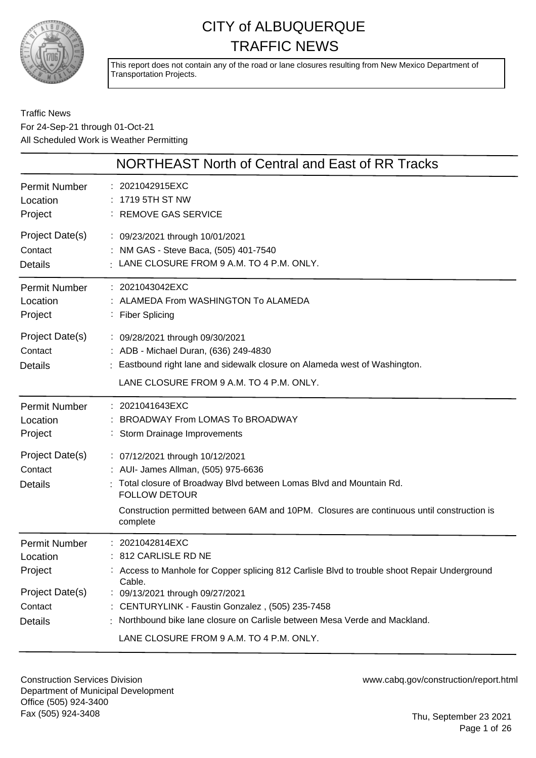# CITY of ALBUQUERQUE
# TRAFFIC NEWS

This report does not contain any of the road or lane closures resulting from New Mexico Department of Transportation Projects.

Traffic News
For 24-Sep-21 through 01-Oct-21
All Scheduled Work is Weather Permitting

## NORTHEAST North of Central and East of RR Tracks

| | |
|---|---|
| Permit Number | : 2021042915EXC |
| Location | : 1719 5TH ST NW |
| Project | : REMOVE GAS SERVICE |
| Project Date(s) | : 09/23/2021 through 10/01/2021 |
| Contact | : NM GAS - Steve Baca, (505) 401-7540 |
| Details | : LANE CLOSURE FROM 9 A.M. TO 4 P.M. ONLY. |

| | |
|---|---|
| Permit Number | : 2021043042EXC |
| Location | : ALAMEDA From WASHINGTON To ALAMEDA |
| Project | : Fiber Splicing |
| Project Date(s) | : 09/28/2021 through 09/30/2021 |
| Contact | : ADB - Michael Duran, (636) 249-4830 |
| Details | : Eastbound right lane and sidewalk closure on Alameda west of Washington. LANE CLOSURE FROM 9 A.M. TO 4 P.M. ONLY. |

| | |
|---|---|
| Permit Number | : 2021041643EXC |
| Location | : BROADWAY From LOMAS To BROADWAY |
| Project | : Storm Drainage Improvements |
| Project Date(s) | : 07/12/2021 through 10/12/2021 |
| Contact | : AUI- James Allman, (505) 975-6636 |
| Details | : Total closure of Broadway Blvd between Lomas Blvd and Mountain Rd. FOLLOW DETOUR<br>Construction permitted between 6AM and 10PM. Closures are continuous until construction is complete |

| | |
|---|---|
| Permit Number | : 2021042814EXC |
| Location | : 812 CARLISLE RD NE |
| Project | : Access to Manhole for Copper splicing 812 Carlisle Blvd to trouble shoot Repair Underground Cable. |
| Project Date(s) | : 09/13/2021 through 09/27/2021 |
| Contact | : CENTURYLINK - Faustin Gonzalez , (505) 235-7458 |
| Details | : Northbound bike lane closure on Carlisle between Mesa Verde and Mackland. LANE CLOSURE FROM 9 A.M. TO 4 P.M. ONLY. |

Construction Services Division
Department of Municipal Development
Office (505) 924-3400
Fax (505) 924-3408

www.cabq.gov/construction/report.html

Thu, September 23 2021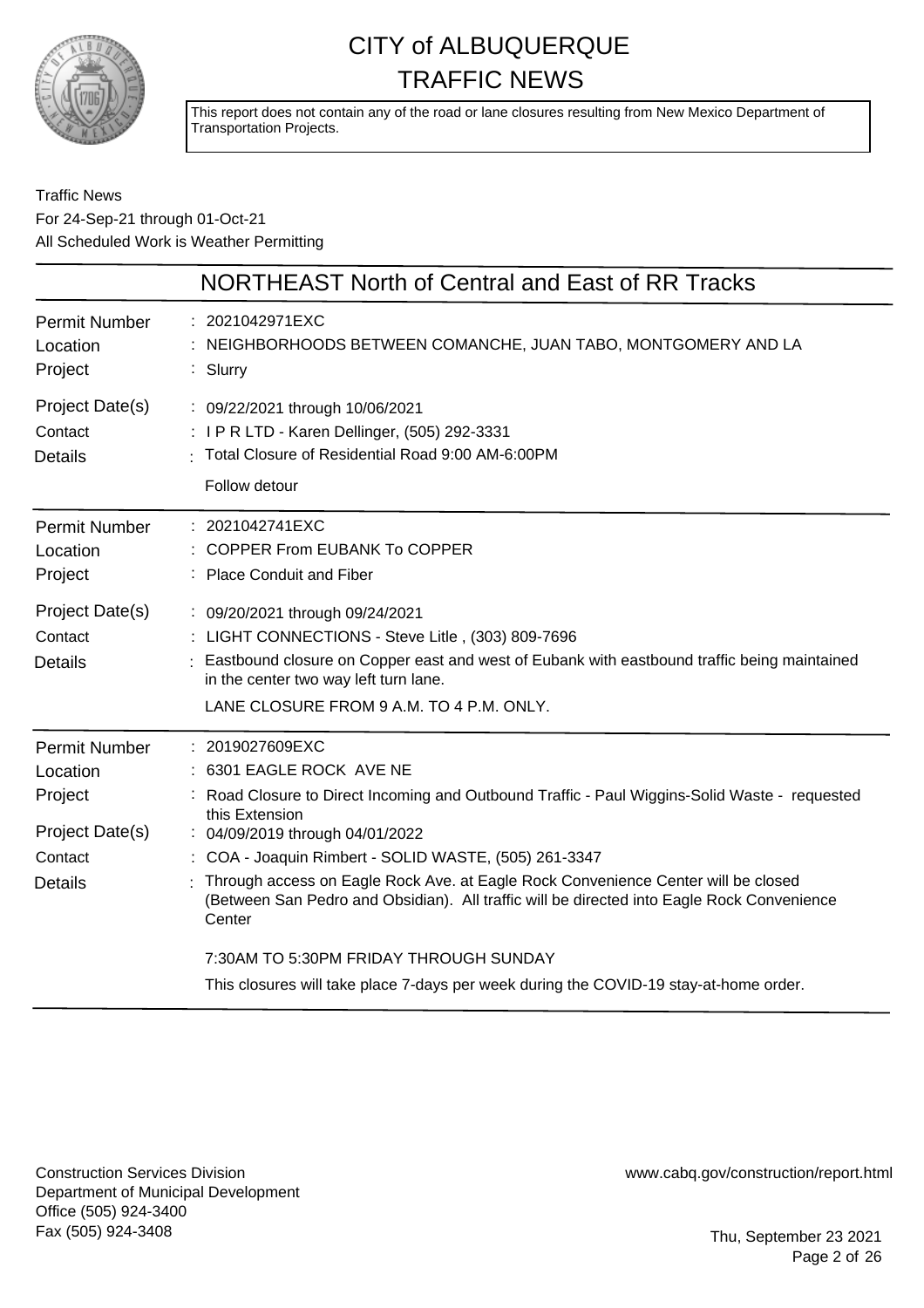# CITY of ALBUQUERQUE TRAFFIC NEWS

This report does not contain any of the road or lane closures resulting from New Mexico Department of Transportation Projects.

Traffic News
For 24-Sep-21 through 01-Oct-21
All Scheduled Work is Weather Permitting

## NORTHEAST North of Central and East of RR Tracks

| | |
|---|---|
| Permit Number | : 2021042971EXC |
| Location | : NEIGHBORHOODS BETWEEN COMANCHE, JUAN TABO, MONTGOMERY AND LA |
| Project | : Slurry |
| Project Date(s) | : 09/22/2021 through 10/06/2021 |
| Contact | : I P R LTD - Karen Dellinger, (505) 292-3331 |
| Details | : Total Closure of Residential Road 9:00 AM-6:00PM<br>Follow detour |

| | |
|---|---|
| Permit Number | : 2021042741EXC |
| Location | : COPPER From EUBANK To COPPER |
| Project | : Place Conduit and Fiber |
| Project Date(s) | : 09/20/2021 through 09/24/2021 |
| Contact | : LIGHT CONNECTIONS - Steve Litle , (303) 809-7696 |
| Details | : Eastbound closure on Copper east and west of Eubank with eastbound traffic being maintained in the center two way left turn lane.<br>LANE CLOSURE FROM 9 A.M. TO 4 P.M. ONLY. |

| | |
|---|---|
| Permit Number | : 2019027609EXC |
| Location | : 6301 EAGLE ROCK AVE NE |
| Project | : Road Closure to Direct Incoming and Outbound Traffic - Paul Wiggins-Solid Waste - requested this Extension |
| Project Date(s) | : 04/09/2019 through 04/01/2022 |
| Contact | : COA - Joaquin Rimbert - SOLID WASTE, (505) 261-3347 |
| Details | : Through access on Eagle Rock Ave. at Eagle Rock Convenience Center will be closed (Between San Pedro and Obsidian). All traffic will be directed into Eagle Rock Convenience Center<br>7:30AM TO 5:30PM FRIDAY THROUGH SUNDAY<br>This closures will take place 7-days per week during the COVID-19 stay-at-home order. |

Construction Services Division
Department of Municipal Development
Office (505) 924-3400
Fax (505) 924-3408

www.cabq.gov/construction/report.html

Thu, September 23 2021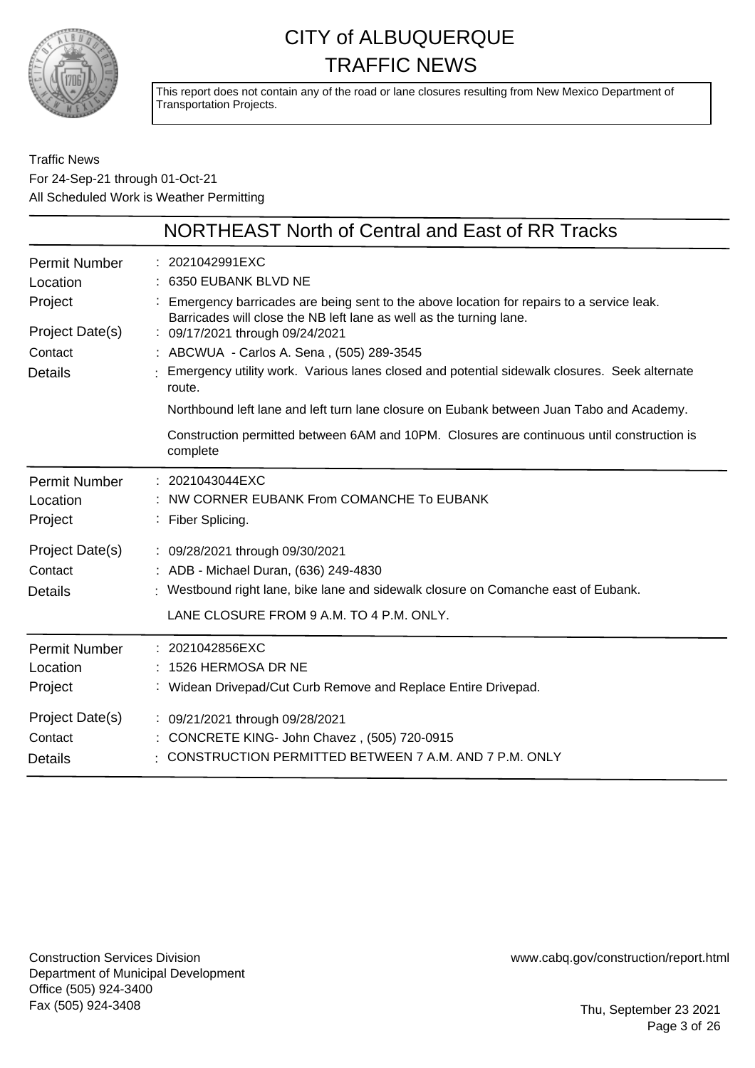# CITY of ALBUQUERQUE
# TRAFFIC NEWS

This report does not contain any of the road or lane closures resulting from New Mexico Department of Transportation Projects.

Traffic News
For 24-Sep-21 through 01-Oct-21
All Scheduled Work is Weather Permitting

## NORTHEAST North of Central and East of RR Tracks

| | |
|---|---|
| Permit Number | 2021042991EXC |
| Location | 6350 EUBANK BLVD NE |
| Project | Emergency barricades are being sent to the above location for repairs to a service leak. Barricades will close the NB left lane as well as the turning lane. |
| Project Date(s) | 09/17/2021 through 09/24/2021 |
| Contact | ABCWUA - Carlos A. Sena , (505) 289-3545 |
| Details | Emergency utility work. Various lanes closed and potential sidewalk closures. Seek alternate route.<br>Northbound left lane and left turn lane closure on Eubank between Juan Tabo and Academy.<br>Construction permitted between 6AM and 10PM. Closures are continuous until construction is complete |

| | |
|---|---|
| Permit Number | 2021043044EXC |
| Location | NW CORNER EUBANK From COMANCHE To EUBANK |
| Project | Fiber Splicing. |
| Project Date(s) | 09/28/2021 through 09/30/2021 |
| Contact | ADB - Michael Duran, (636) 249-4830 |
| Details | Westbound right lane, bike lane and sidewalk closure on Comanche east of Eubank.<br>LANE CLOSURE FROM 9 A.M. TO 4 P.M. ONLY. |

| | |
|---|---|
| Permit Number | 2021042856EXC |
| Location | 1526 HERMOSA DR NE |
| Project | Widean Drivepad/Cut Curb Remove and Replace Entire Drivepad. |
| Project Date(s) | 09/21/2021 through 09/28/2021 |
| Contact | CONCRETE KING- John Chavez , (505) 720-0915 |
| Details | CONSTRUCTION PERMITTED BETWEEN 7 A.M. AND 7 P.M. ONLY |

Construction Services Division
Department of Municipal Development
Office (505) 924-3400
Fax (505) 924-3408

www.cabq.gov/construction/report.html

Thu, September 23 2021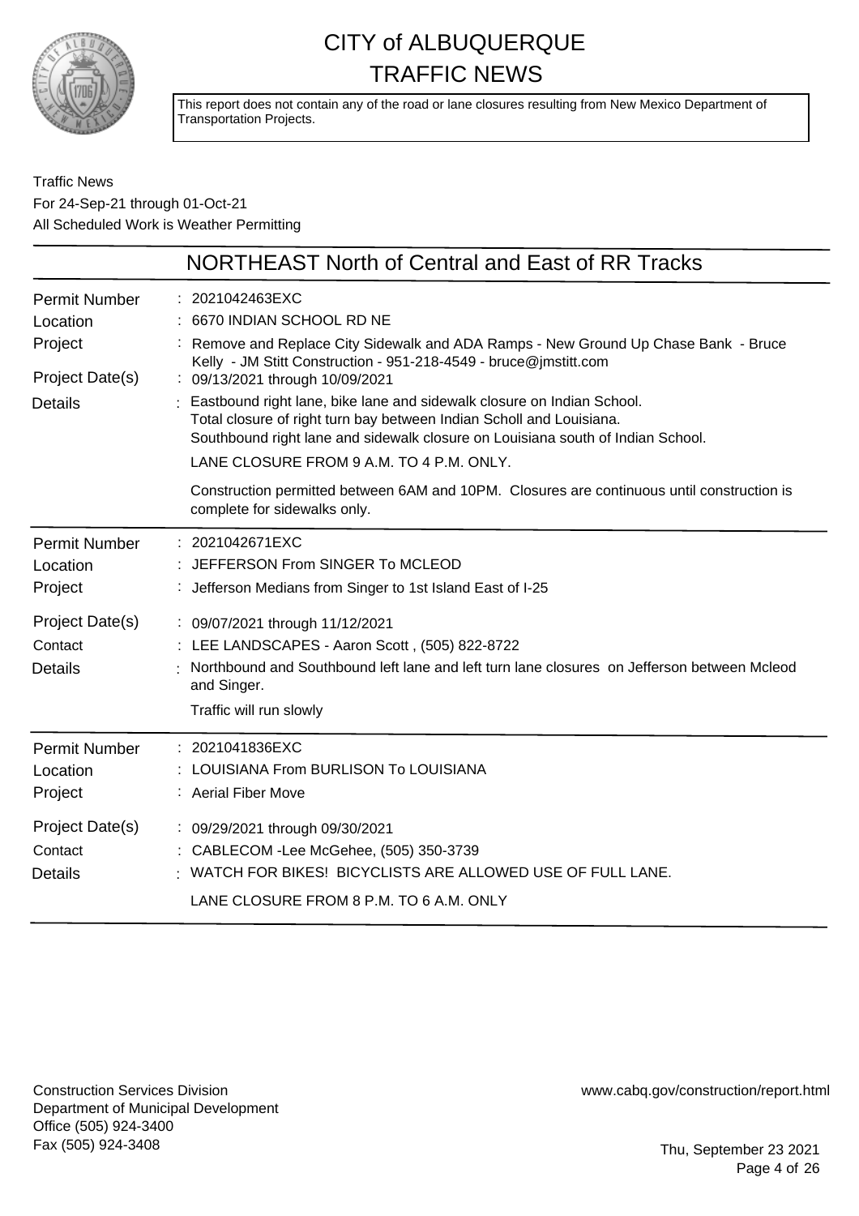# CITY of ALBUQUERQUE
# TRAFFIC NEWS

This report does not contain any of the road or lane closures resulting from New Mexico Department of Transportation Projects.

Traffic News
For 24-Sep-21 through 01-Oct-21
All Scheduled Work is Weather Permitting

## NORTHEAST North of Central and East of RR Tracks

**Permit Number** : 2021042463EXC
**Location** : 6670 INDIAN SCHOOL RD NE
**Project** : Remove and Replace City Sidewalk and ADA Ramps - New Ground Up Chase Bank - Bruce Kelly - JM Stitt Construction - 951-218-4549 - bruce@jmstitt.com
**Project Date(s)** : 09/13/2021 through 10/09/2021
**Details** : Eastbound right lane, bike lane and sidewalk closure on Indian School.
Total closure of right turn bay between Indian Scholl and Louisiana.
Southbound right lane and sidewalk closure on Louisiana south of Indian School.

LANE CLOSURE FROM 9 A.M. TO 4 P.M. ONLY.

Construction permitted between 6AM and 10PM. Closures are continuous until construction is complete for sidewalks only.

---

**Permit Number** : 2021042671EXC
**Location** : JEFFERSON From SINGER To MCLEOD
**Project** : Jefferson Medians from Singer to 1st Island East of I-25
**Project Date(s)** : 09/07/2021 through 11/12/2021
**Contact** : LEE LANDSCAPES - Aaron Scott , (505) 822-8722
**Details** : Northbound and Southbound left lane and left turn lane closures on Jefferson between Mcleod and Singer.

Traffic will run slowly

---

**Permit Number** : 2021041836EXC
**Location** : LOUISIANA From BURLISON To LOUISIANA
**Project** : Aerial Fiber Move
**Project Date(s)** : 09/29/2021 through 09/30/2021
**Contact** : CABLECOM -Lee McGehee, (505) 350-3739
**Details** : WATCH FOR BIKES! BICYCLISTS ARE ALLOWED USE OF FULL LANE.

LANE CLOSURE FROM 8 P.M. TO 6 A.M. ONLY

---

Construction Services Division
Department of Municipal Development
Office (505) 924-3400
Fax (505) 924-3408

www.cabq.gov/construction/report.html

Thu, September 23 2021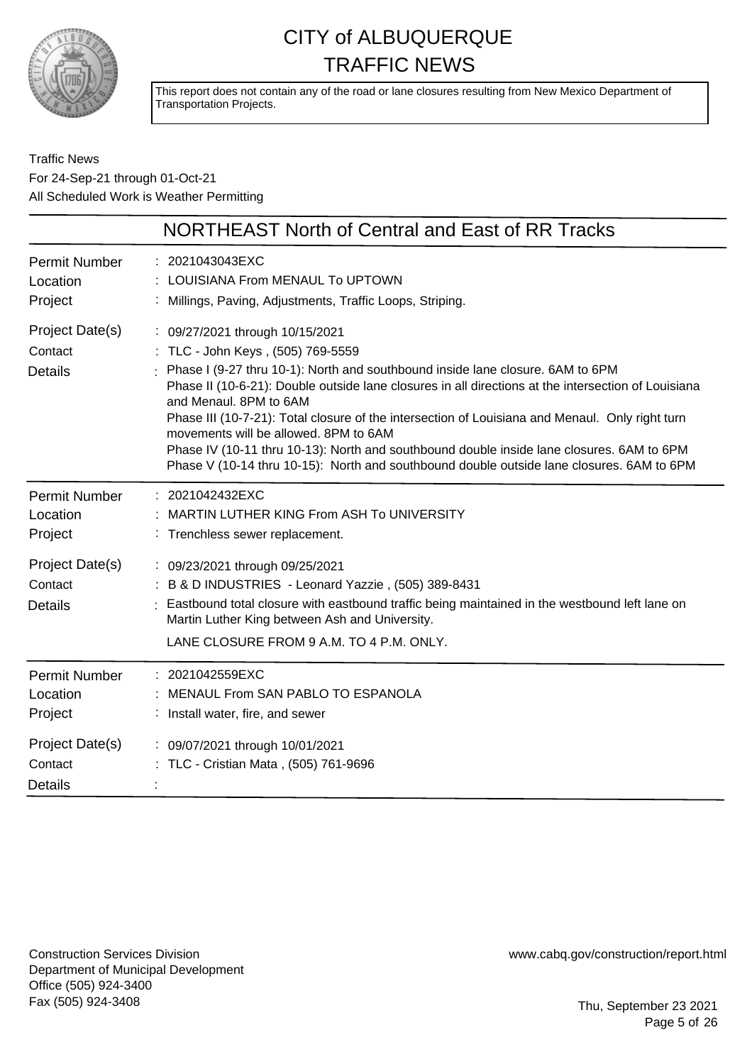# CITY of ALBUQUERQUE
# TRAFFIC NEWS

This report does not contain any of the road or lane closures resulting from New Mexico Department of Transportation Projects.

Traffic News
For 24-Sep-21 through 01-Oct-21
All Scheduled Work is Weather Permitting

## NORTHEAST North of Central and East of RR Tracks

| | |
|---|---|
| Permit Number | : 2021043043EXC |
| Location | : LOUISIANA From MENAUL To UPTOWN |
| Project | : Millings, Paving, Adjustments, Traffic Loops, Striping. |
| Project Date(s) | : 09/27/2021 through 10/15/2021 |
| Contact | : TLC - John Keys , (505) 769-5559 |
| Details | : Phase I (9-27 thru 10-1): North and southbound inside lane closure. 6AM to 6PM<br>Phase II (10-6-21): Double outside lane closures in all directions at the intersection of Louisiana and Menaul. 8PM to 6AM<br>Phase III (10-7-21): Total closure of the intersection of Louisiana and Menaul. Only right turn movements will be allowed. 8PM to 6AM<br>Phase IV (10-11 thru 10-13): North and southbound double inside lane closures. 6AM to 6PM<br>Phase V (10-14 thru 10-15): North and southbound double outside lane closures. 6AM to 6PM |

| | |
|---|---|
| Permit Number | : 2021042432EXC |
| Location | : MARTIN LUTHER KING From ASH To UNIVERSITY |
| Project | : Trenchless sewer replacement. |
| Project Date(s) | : 09/23/2021 through 09/25/2021 |
| Contact | : B & D INDUSTRIES - Leonard Yazzie , (505) 389-8431 |
| Details | : Eastbound total closure with eastbound traffic being maintained in the westbound left lane on Martin Luther King between Ash and University.<br>LANE CLOSURE FROM 9 A.M. TO 4 P.M. ONLY. |

| | |
|---|---|
| Permit Number | : 2021042559EXC |
| Location | : MENAUL From SAN PABLO TO ESPANOLA |
| Project | : Install water, fire, and sewer |
| Project Date(s) | : 09/07/2021 through 10/01/2021 |
| Contact | : TLC - Cristian Mata , (505) 761-9696 |
| Details | : |

Construction Services Division
Department of Municipal Development
Office (505) 924-3400
Fax (505) 924-3408

www.cabq.gov/construction/report.html

Thu, September 23 2021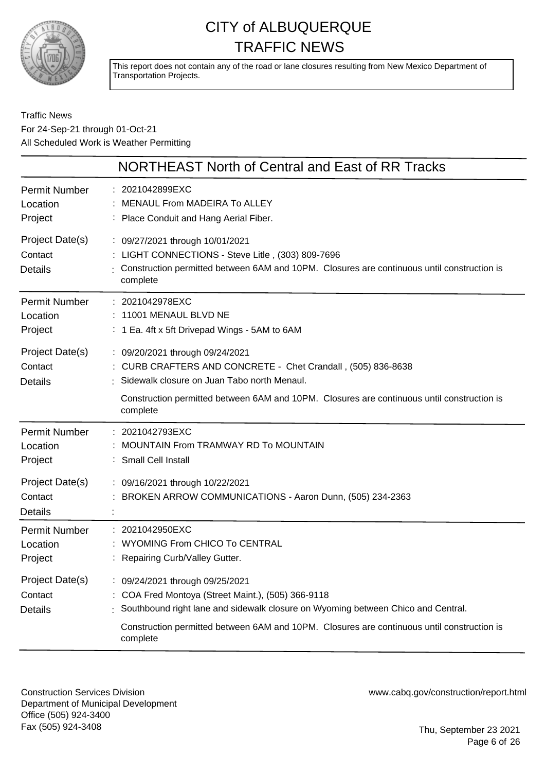# CITY of ALBUQUERQUE TRAFFIC NEWS

This report does not contain any of the road or lane closures resulting from New Mexico Department of Transportation Projects.

Traffic News
For 24-Sep-21 through 01-Oct-21
All Scheduled Work is Weather Permitting

## NORTHEAST North of Central and East of RR Tracks

| | |
|---|---|
| Permit Number | 2021042899EXC |
| Location | MENAUL From MADEIRA To ALLEY |
| Project | Place Conduit and Hang Aerial Fiber. |
| Project Date(s) | 09/27/2021 through 10/01/2021 |
| Contact | LIGHT CONNECTIONS - Steve Litle , (303) 809-7696 |
| Details | Construction permitted between 6AM and 10PM. Closures are continuous until construction is complete |

| | |
|---|---|
| Permit Number | 2021042978EXC |
| Location | 11001 MENAUL BLVD NE |
| Project | 1 Ea. 4ft x 5ft Drivepad Wings - 5AM to 6AM |
| Project Date(s) | 09/20/2021 through 09/24/2021 |
| Contact | CURB CRAFTERS AND CONCRETE - Chet Crandall , (505) 836-8638 |
| Details | Sidewalk closure on Juan Tabo north Menaul.<br>Construction permitted between 6AM and 10PM. Closures are continuous until construction is complete |

| | |
|---|---|
| Permit Number | 2021042793EXC |
| Location | MOUNTAIN From TRAMWAY RD To MOUNTAIN |
| Project | Small Cell Install |
| Project Date(s) | 09/16/2021 through 10/22/2021 |
| Contact | BROKEN ARROW COMMUNICATIONS - Aaron Dunn, (505) 234-2363 |
| Details | |

| | |
|---|---|
| Permit Number | 2021042950EXC |
| Location | WYOMING From CHICO To CENTRAL |
| Project | Repairing Curb/Valley Gutter. |
| Project Date(s) | 09/24/2021 through 09/25/2021 |
| Contact | COA Fred Montoya (Street Maint.), (505) 366-9118 |
| Details | Southbound right lane and sidewalk closure on Wyoming between Chico and Central.<br>Construction permitted between 6AM and 10PM. Closures are continuous until construction is complete |

Construction Services Division
Department of Municipal Development
Office (505) 924-3400
Fax (505) 924-3408

www.cabq.gov/construction/report.html

Thu, September 23 2021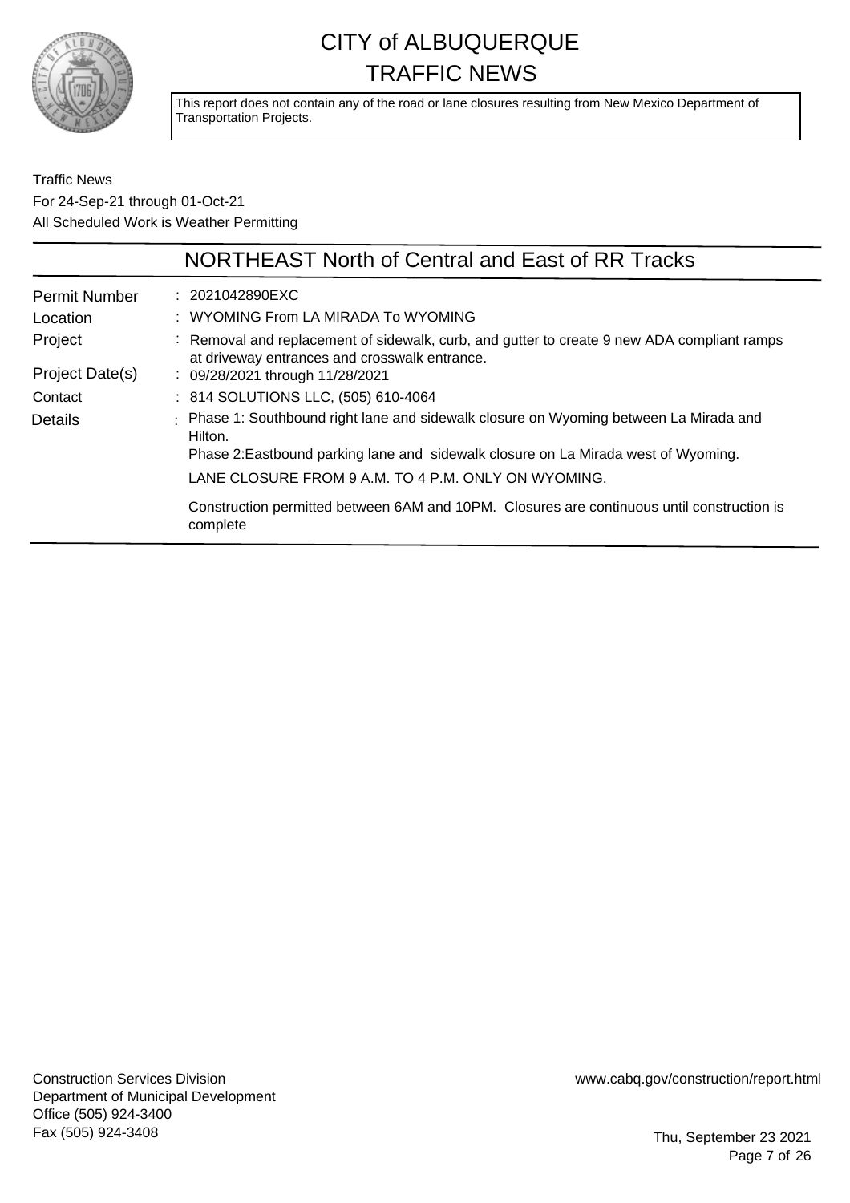# CITY of ALBUQUERQUE TRAFFIC NEWS

This report does not contain any of the road or lane closures resulting from New Mexico Department of Transportation Projects.

Traffic News
For 24-Sep-21 through 01-Oct-21
All Scheduled Work is Weather Permitting

## NORTHEAST North of Central and East of RR Tracks

| | |
|---|---|
| Permit Number | : 2021042890EXC |
| Location | : WYOMING From LA MIRADA To WYOMING |
| Project | : Removal and replacement of sidewalk, curb, and gutter to create 9 new ADA compliant ramps at driveway entrances and crosswalk entrance. |
| Project Date(s) | : 09/28/2021 through 11/28/2021 |
| Contact | : 814 SOLUTIONS LLC, (505) 610-4064 |
| Details | : Phase 1: Southbound right lane and sidewalk closure on Wyoming between La Mirada and Hilton.<br>Phase 2:Eastbound parking lane and sidewalk closure on La Mirada west of Wyoming.<br>LANE CLOSURE FROM 9 A.M. TO 4 P.M. ONLY ON WYOMING.<br>Construction permitted between 6AM and 10PM. Closures are continuous until construction is complete |

Construction Services Division
Department of Municipal Development
Office (505) 924-3400
Fax (505) 924-3408

www.cabq.gov/construction/report.html

Thu, September 23 2021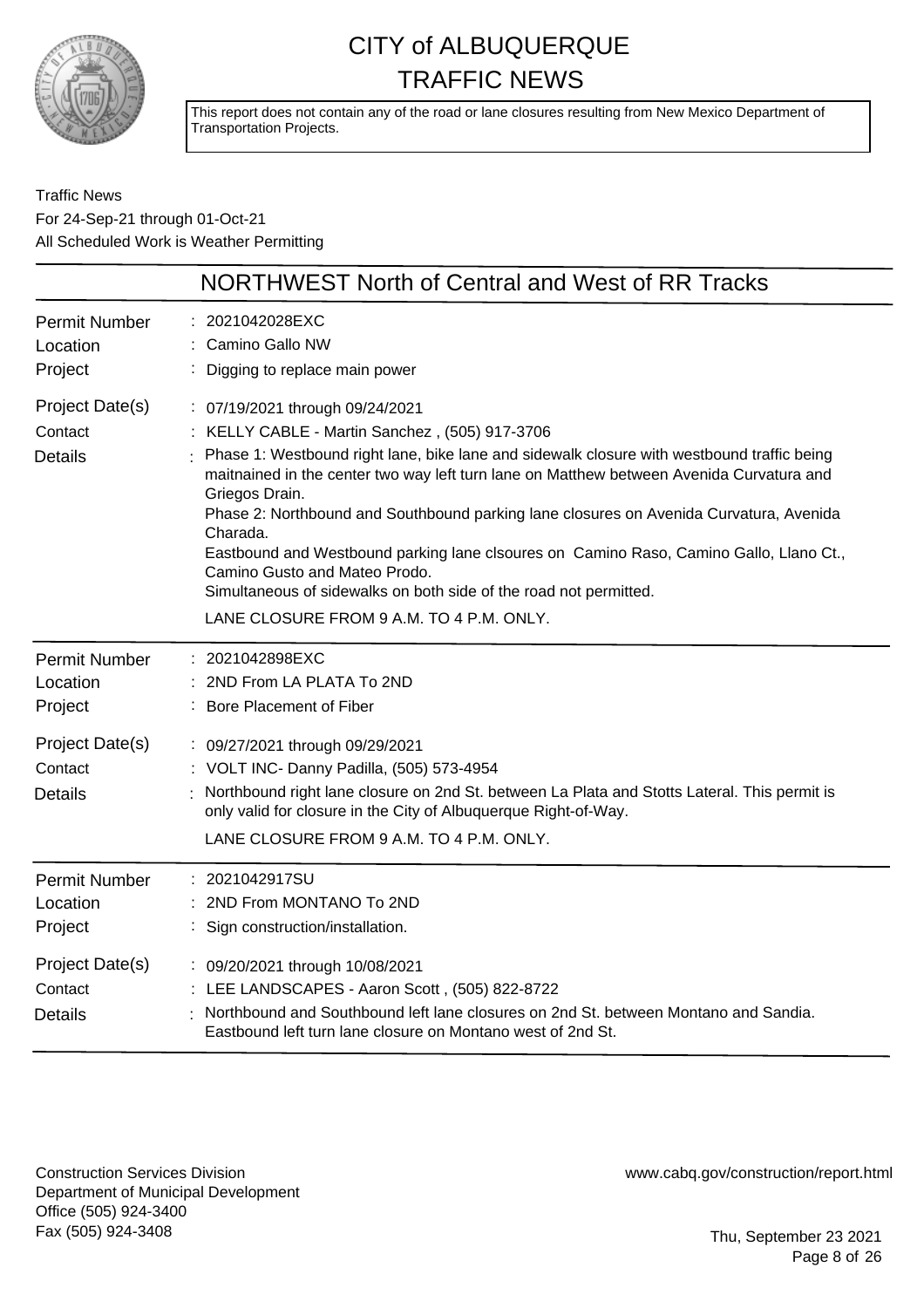# CITY of ALBUQUERQUE
# TRAFFIC NEWS

This report does not contain any of the road or lane closures resulting from New Mexico Department of Transportation Projects.

Traffic News
For 24-Sep-21 through 01-Oct-21
All Scheduled Work is Weather Permitting

## NORTHWEST North of Central and West of RR Tracks

**Permit Number** : 2021042028EXC
**Location** : Camino Gallo NW
**Project** : Digging to replace main power
**Project Date(s)** : 07/19/2021 through 09/24/2021
**Contact** : KELLY CABLE - Martin Sanchez , (505) 917-3706
**Details** : Phase 1: Westbound right lane, bike lane and sidewalk closure with westbound traffic being maitnained in the center two way left turn lane on Matthew between Avenida Curvatura and Griegos Drain.
Phase 2: Northbound and Southbound parking lane closures on Avenida Curvatura, Avenida Charada.
Eastbound and Westbound parking lane clsoures on Camino Raso, Camino Gallo, Llano Ct., Camino Gusto and Mateo Prodo.
Simultaneous of sidewalks on both side of the road not permitted.
LANE CLOSURE FROM 9 A.M. TO 4 P.M. ONLY.

---

**Permit Number** : 2021042898EXC
**Location** : 2ND From LA PLATA To 2ND
**Project** : Bore Placement of Fiber
**Project Date(s)** : 09/27/2021 through 09/29/2021
**Contact** : VOLT INC- Danny Padilla, (505) 573-4954
**Details** : Northbound right lane closure on 2nd St. between La Plata and Stotts Lateral. This permit is only valid for closure in the City of Albuquerque Right-of-Way.
LANE CLOSURE FROM 9 A.M. TO 4 P.M. ONLY.

---

**Permit Number** : 2021042917SU
**Location** : 2ND From MONTANO To 2ND
**Project** : Sign construction/installation.
**Project Date(s)** : 09/20/2021 through 10/08/2021
**Contact** : LEE LANDSCAPES - Aaron Scott , (505) 822-8722
**Details** : Northbound and Southbound left lane closures on 2nd St. between Montano and Sandia.
Eastbound left turn lane closure on Montano west of 2nd St.

---

Construction Services Division
Department of Municipal Development
Office (505) 924-3400
Fax (505) 924-3408

www.cabq.gov/construction/report.html

Thu, September 23 2021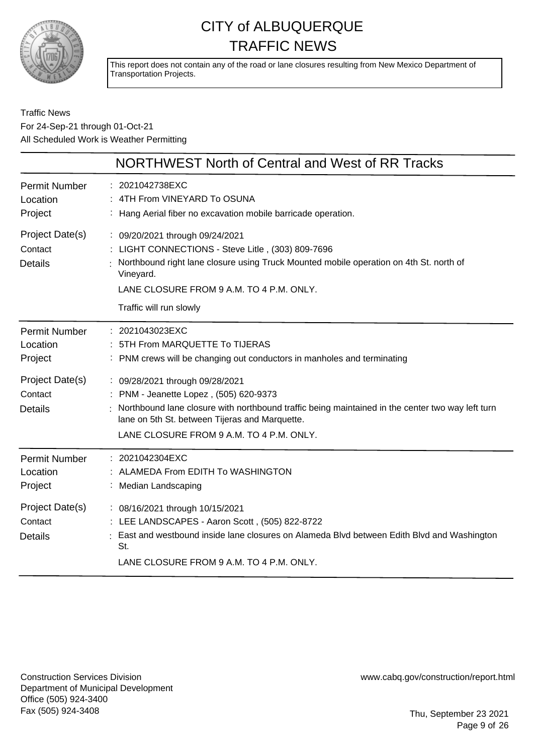# CITY of ALBUQUERQUE
# TRAFFIC NEWS

This report does not contain any of the road or lane closures resulting from New Mexico Department of Transportation Projects.

Traffic News
For 24-Sep-21 through 01-Oct-21
All Scheduled Work is Weather Permitting

## NORTHWEST North of Central and West of RR Tracks

| | |
|---|---|
| Permit Number | 2021042738EXC |
| Location | 4TH From VINEYARD To OSUNA |
| Project | Hang Aerial fiber no excavation mobile barricade operation. |
| Project Date(s) | 09/20/2021 through 09/24/2021 |
| Contact | LIGHT CONNECTIONS - Steve Litle , (303) 809-7696 |
| Details | Northbound right lane closure using Truck Mounted mobile operation on 4th St. north of Vineyard.<br>LANE CLOSURE FROM 9 A.M. TO 4 P.M. ONLY.<br>Traffic will run slowly |

| | |
|---|---|
| Permit Number | 2021043023EXC |
| Location | 5TH From MARQUETTE To TIJERAS |
| Project | PNM crews will be changing out conductors in manholes and terminating |
| Project Date(s) | 09/28/2021 through 09/28/2021 |
| Contact | PNM - Jeanette Lopez , (505) 620-9373 |
| Details | Northbound lane closure with northbound traffic being maintained in the center two way left turn lane on 5th St. between Tijeras and Marquette.<br>LANE CLOSURE FROM 9 A.M. TO 4 P.M. ONLY. |

| | |
|---|---|
| Permit Number | 2021042304EXC |
| Location | ALAMEDA From EDITH To WASHINGTON |
| Project | Median Landscaping |
| Project Date(s) | 08/16/2021 through 10/15/2021 |
| Contact | LEE LANDSCAPES - Aaron Scott , (505) 822-8722 |
| Details | East and westbound inside lane closures on Alameda Blvd between Edith Blvd and Washington St.<br>LANE CLOSURE FROM 9 A.M. TO 4 P.M. ONLY. |

Construction Services Division
Department of Municipal Development
Office (505) 924-3400
Fax (505) 924-3408

www.cabq.gov/construction/report.html

Thu, September 23 2021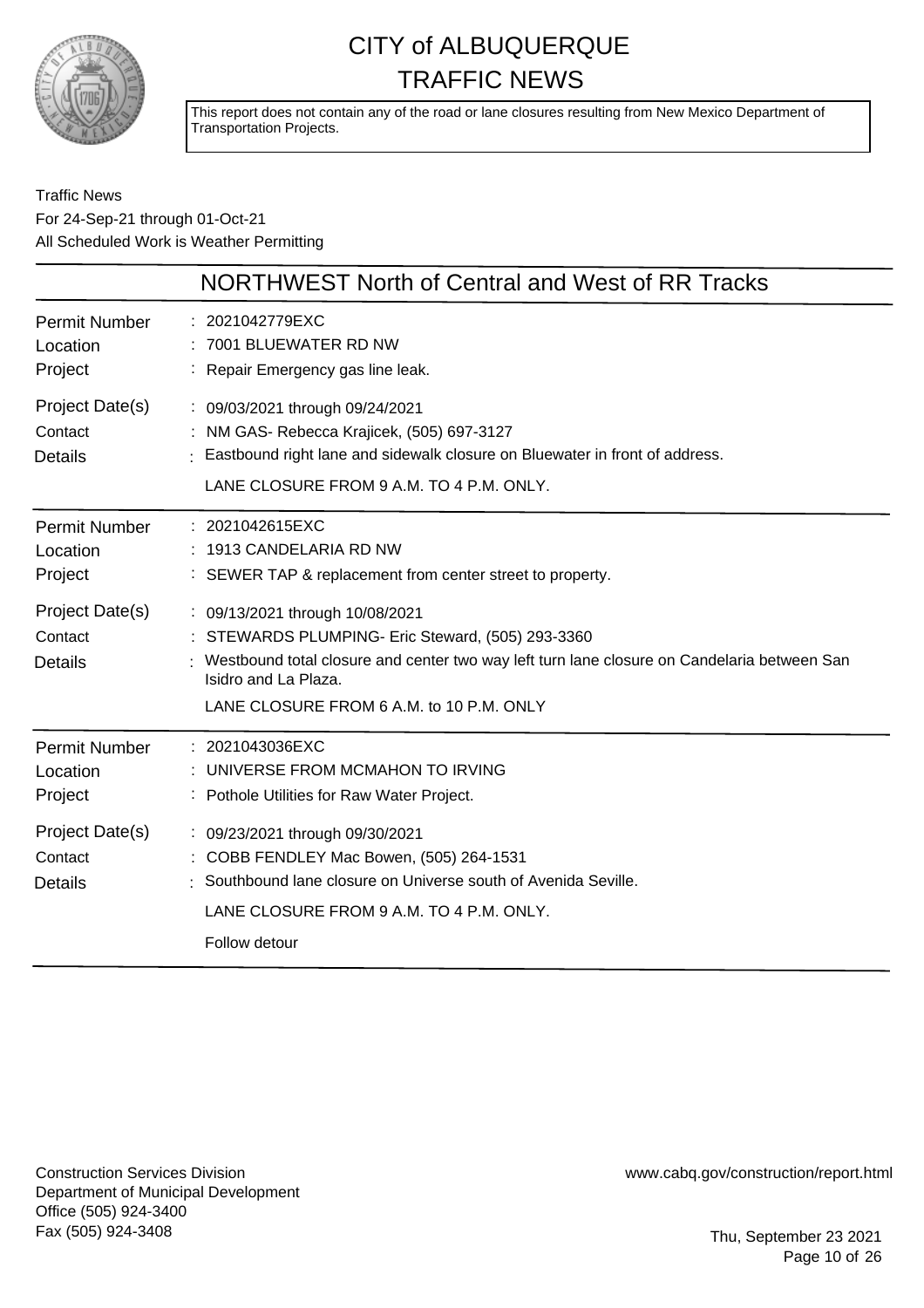# CITY of ALBUQUERQUE
# TRAFFIC NEWS

This report does not contain any of the road or lane closures resulting from New Mexico Department of Transportation Projects.

Traffic News
For 24-Sep-21 through 01-Oct-21
All Scheduled Work is Weather Permitting

## NORTHWEST North of Central and West of RR Tracks

**Permit Number** : 2021042779EXC
**Location** : 7001 BLUEWATER RD NW
**Project** : Repair Emergency gas line leak.
**Project Date(s)** : 09/03/2021 through 09/24/2021
**Contact** : NM GAS- Rebecca Krajicek, (505) 697-3127
**Details** : Eastbound right lane and sidewalk closure on Bluewater in front of address.

LANE CLOSURE FROM 9 A.M. TO 4 P.M. ONLY.

---

**Permit Number** : 2021042615EXC
**Location** : 1913 CANDELARIA RD NW
**Project** : SEWER TAP & replacement from center street to property.
**Project Date(s)** : 09/13/2021 through 10/08/2021
**Contact** : STEWARDS PLUMPING- Eric Steward, (505) 293-3360
**Details** : Westbound total closure and center two way left turn lane closure on Candelaria between San Isidro and La Plaza.

LANE CLOSURE FROM 6 A.M. to 10 P.M. ONLY

---

**Permit Number** : 2021043036EXC
**Location** : UNIVERSE FROM MCMAHON TO IRVING
**Project** : Pothole Utilities for Raw Water Project.
**Project Date(s)** : 09/23/2021 through 09/30/2021
**Contact** : COBB FENDLEY Mac Bowen, (505) 264-1531
**Details** : Southbound lane closure on Universe south of Avenida Seville.

LANE CLOSURE FROM 9 A.M. TO 4 P.M. ONLY.

Follow detour

---

Construction Services Division
Department of Municipal Development
Office (505) 924-3400
Fax (505) 924-3408

www.cabq.gov/construction/report.html

Thu, September 23 2021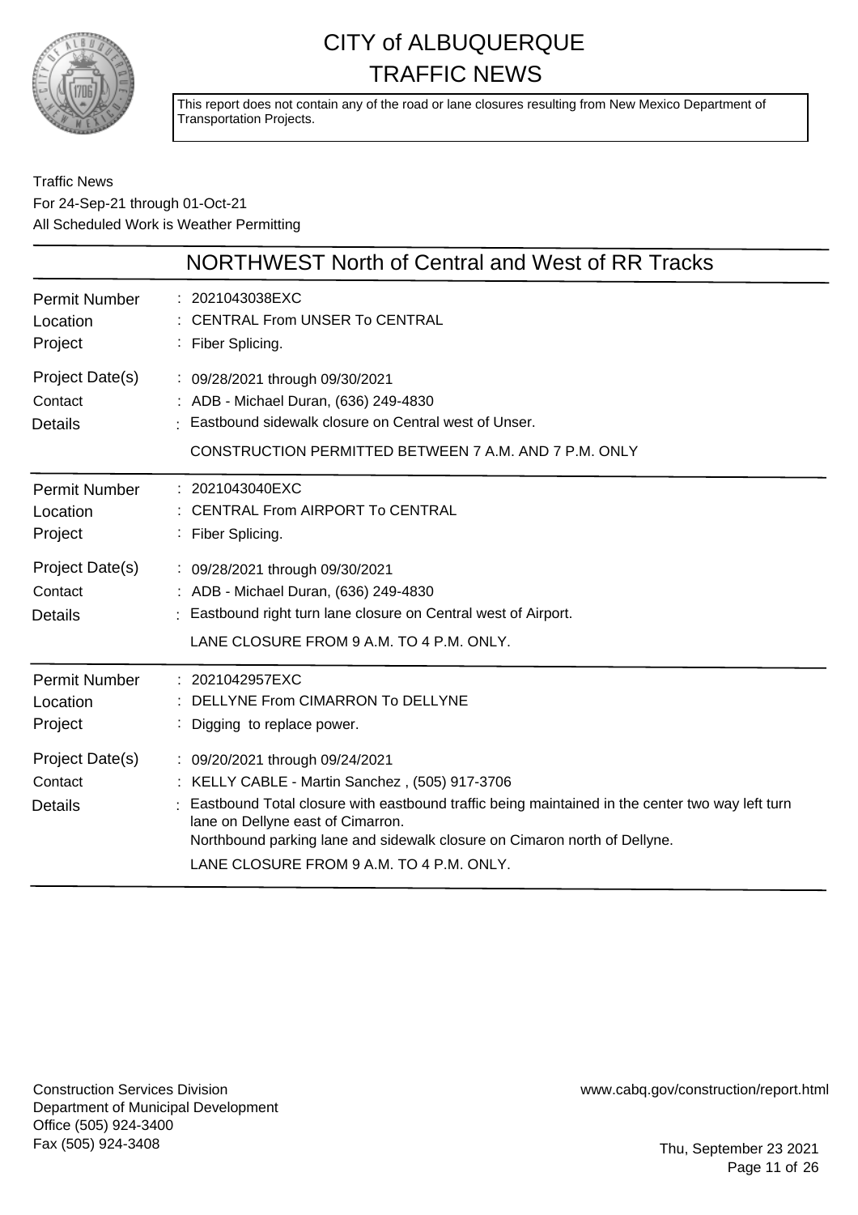# CITY of ALBUQUERQUE
# TRAFFIC NEWS

This report does not contain any of the road or lane closures resulting from New Mexico Department of Transportation Projects.

Traffic News
For 24-Sep-21 through 01-Oct-21
All Scheduled Work is Weather Permitting

## NORTHWEST North of Central and West of RR Tracks

| | |
|---|---|
| Permit Number | 2021043038EXC |
| Location | CENTRAL From UNSER To CENTRAL |
| Project | Fiber Splicing. |
| Project Date(s) | 09/28/2021 through 09/30/2021 |
| Contact | ADB - Michael Duran, (636) 249-4830 |
| Details | Eastbound sidewalk closure on Central west of Unser.<br>CONSTRUCTION PERMITTED BETWEEN 7 A.M. AND 7 P.M. ONLY |

| | |
|---|---|
| Permit Number | 2021043040EXC |
| Location | CENTRAL From AIRPORT To CENTRAL |
| Project | Fiber Splicing. |
| Project Date(s) | 09/28/2021 through 09/30/2021 |
| Contact | ADB - Michael Duran, (636) 249-4830 |
| Details | Eastbound right turn lane closure on Central west of Airport.<br>LANE CLOSURE FROM 9 A.M. TO 4 P.M. ONLY. |

| | |
|---|---|
| Permit Number | 2021042957EXC |
| Location | DELLYNE From CIMARRON To DELLYNE |
| Project | Digging to replace power. |
| Project Date(s) | 09/20/2021 through 09/24/2021 |
| Contact | KELLY CABLE - Martin Sanchez , (505) 917-3706 |
| Details | Eastbound Total closure with eastbound traffic being maintained in the center two way left turn lane on Dellyne east of Cimarron.<br>Northbound parking lane and sidewalk closure on Cimaron north of Dellyne.<br>LANE CLOSURE FROM 9 A.M. TO 4 P.M. ONLY. |

Construction Services Division
Department of Municipal Development
Office (505) 924-3400
Fax (505) 924-3408

www.cabq.gov/construction/report.html

Thu, September 23 2021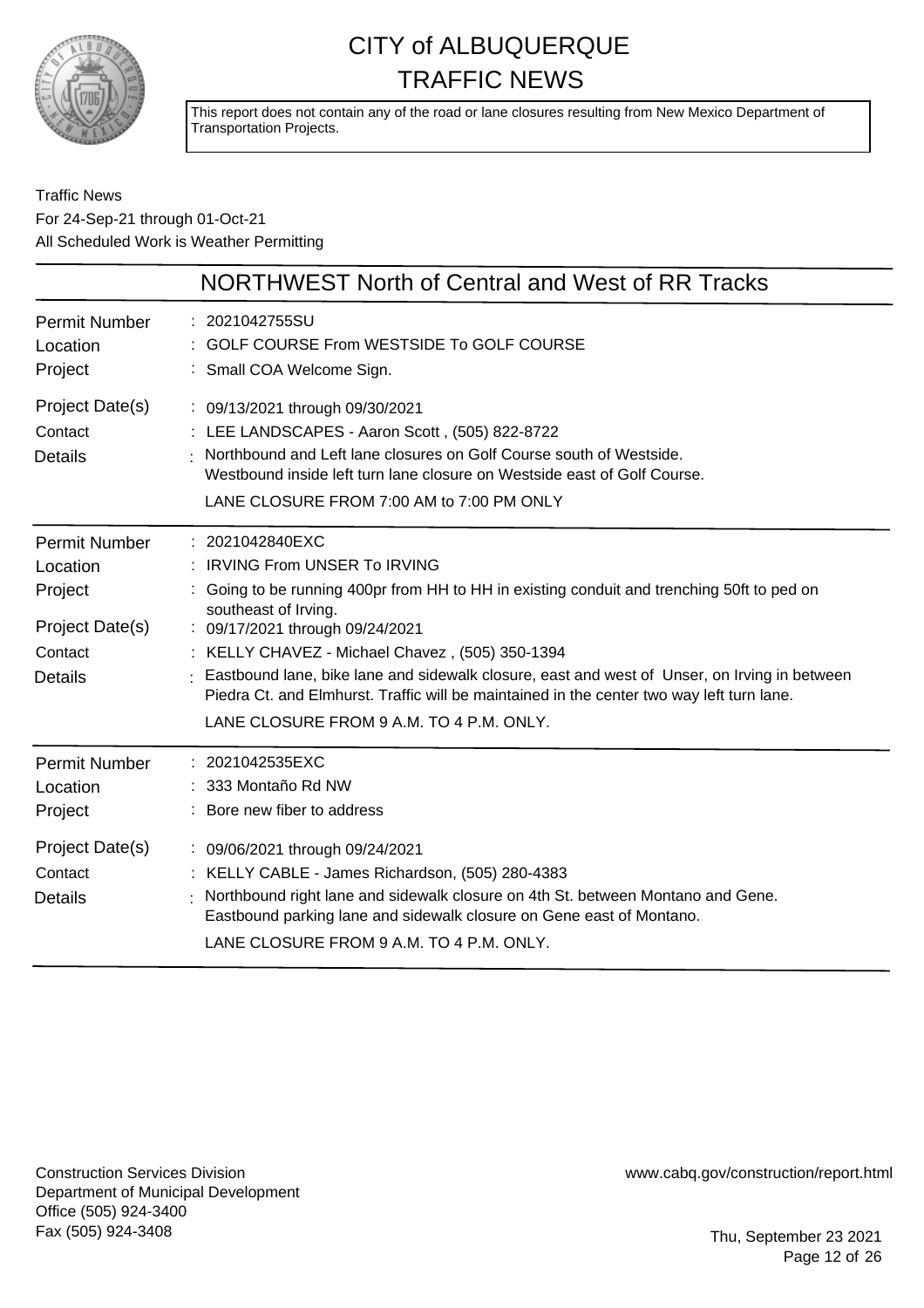# CITY of ALBUQUERQUE TRAFFIC NEWS

This report does not contain any of the road or lane closures resulting from New Mexico Department of Transportation Projects.

Traffic News
For 24-Sep-21 through 01-Oct-21
All Scheduled Work is Weather Permitting

## NORTHWEST North of Central and West of RR Tracks

| | |
|---|---|
| Permit Number | 2021042755SU |
| Location | GOLF COURSE From WESTSIDE To GOLF COURSE |
| Project | Small COA Welcome Sign. |
| Project Date(s) | 09/13/2021 through 09/30/2021 |
| Contact | LEE LANDSCAPES - Aaron Scott , (505) 822-8722 |
| Details | Northbound and Left lane closures on Golf Course south of Westside. Westbound inside left turn lane closure on Westside east of Golf Course. LANE CLOSURE FROM 7:00 AM to 7:00 PM ONLY |

| | |
|---|---|
| Permit Number | 2021042840EXC |
| Location | IRVING From UNSER To IRVING |
| Project | Going to be running 400pr from HH to HH in existing conduit and trenching 50ft to ped on southeast of Irving. |
| Project Date(s) | 09/17/2021 through 09/24/2021 |
| Contact | KELLY CHAVEZ - Michael Chavez , (505) 350-1394 |
| Details | Eastbound lane, bike lane and sidewalk closure, east and west of Unser, on Irving in between Piedra Ct. and Elmhurst. Traffic will be maintained in the center two way left turn lane. LANE CLOSURE FROM 9 A.M. TO 4 P.M. ONLY. |

| | |
|---|---|
| Permit Number | 2021042535EXC |
| Location | 333 Montaño Rd NW |
| Project | Bore new fiber to address |
| Project Date(s) | 09/06/2021 through 09/24/2021 |
| Contact | KELLY CABLE - James Richardson, (505) 280-4383 |
| Details | Northbound right lane and sidewalk closure on 4th St. between Montano and Gene. Eastbound parking lane and sidewalk closure on Gene east of Montano. LANE CLOSURE FROM 9 A.M. TO 4 P.M. ONLY. |

Construction Services Division
Department of Municipal Development
Office (505) 924-3400
Fax (505) 924-3408

www.cabq.gov/construction/report.html

Thu, September 23 2021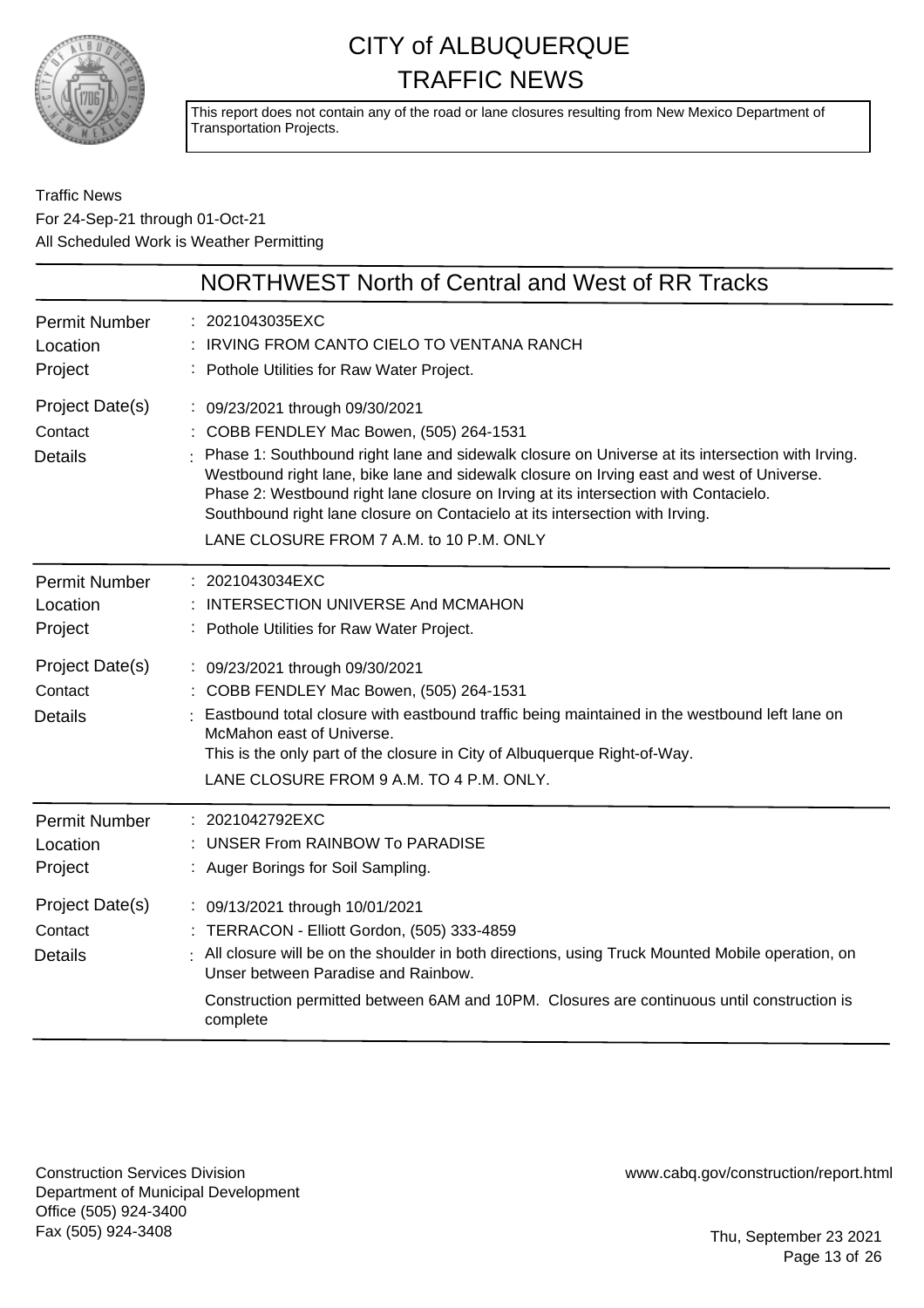# CITY of ALBUQUERQUE TRAFFIC NEWS

This report does not contain any of the road or lane closures resulting from New Mexico Department of Transportation Projects.

Traffic News
For 24-Sep-21 through 01-Oct-21
All Scheduled Work is Weather Permitting

## NORTHWEST North of Central and West of RR Tracks

**Permit Number**: 2021043035EXC
**Location**: IRVING FROM CANTO CIELO TO VENTANA RANCH
**Project**: Pothole Utilities for Raw Water Project.
**Project Date(s)**: 09/23/2021 through 09/30/2021
**Contact**: COBB FENDLEY Mac Bowen, (505) 264-1531
**Details**: Phase 1: Southbound right lane and sidewalk closure on Universe at its intersection with Irving. Westbound right lane, bike lane and sidewalk closure on Irving east and west of Universe. Phase 2: Westbound right lane closure on Irving at its intersection with Contacielo. Southbound right lane closure on Contacielo at its intersection with Irving.
LANE CLOSURE FROM 7 A.M. to 10 P.M. ONLY

---

**Permit Number**: 2021043034EXC
**Location**: INTERSECTION UNIVERSE And MCMAHON
**Project**: Pothole Utilities for Raw Water Project.
**Project Date(s)**: 09/23/2021 through 09/30/2021
**Contact**: COBB FENDLEY Mac Bowen, (505) 264-1531
**Details**: Eastbound total closure with eastbound traffic being maintained in the westbound left lane on McMahon east of Universe.
This is the only part of the closure in City of Albuquerque Right-of-Way.
LANE CLOSURE FROM 9 A.M. TO 4 P.M. ONLY.

---

**Permit Number**: 2021042792EXC
**Location**: UNSER From RAINBOW To PARADISE
**Project**: Auger Borings for Soil Sampling.
**Project Date(s)**: 09/13/2021 through 10/01/2021
**Contact**: TERRACON - Elliott Gordon, (505) 333-4859
**Details**: All closure will be on the shoulder in both directions, using Truck Mounted Mobile operation, on Unser between Paradise and Rainbow.
Construction permitted between 6AM and 10PM. Closures are continuous until construction is complete

---

Construction Services Division
Department of Municipal Development
Office (505) 924-3400
Fax (505) 924-3408

www.cabq.gov/construction/report.html

Thu, September 23 2021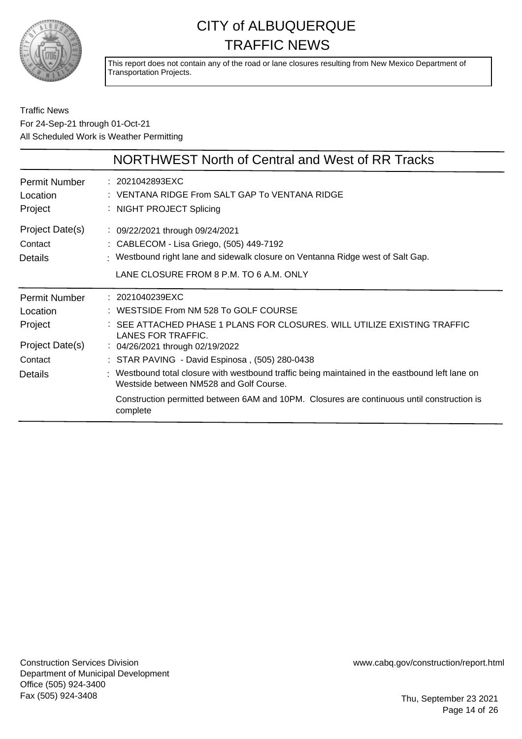# CITY of ALBUQUERQUE TRAFFIC NEWS

This report does not contain any of the road or lane closures resulting from New Mexico Department of Transportation Projects.

Traffic News
For 24-Sep-21 through 01-Oct-21
All Scheduled Work is Weather Permitting

## NORTHWEST North of Central and West of RR Tracks

| | |
|---|---|
| Permit Number | 2021042893EXC |
| Location | VENTANA RIDGE From SALT GAP To VENTANA RIDGE |
| Project | NIGHT PROJECT Splicing |
| Project Date(s) | 09/22/2021 through 09/24/2021 |
| Contact | CABLECOM - Lisa Griego, (505) 449-7192 |
| Details | Westbound right lane and sidewalk closure on Ventanna Ridge west of Salt Gap.<br>LANE CLOSURE FROM 8 P.M. TO 6 A.M. ONLY |

| | |
|---|---|
| Permit Number | 2021040239EXC |
| Location | WESTSIDE From NM 528 To GOLF COURSE |
| Project | SEE ATTACHED PHASE 1 PLANS FOR CLOSURES. WILL UTILIZE EXISTING TRAFFIC LANES FOR TRAFFIC. |
| Project Date(s) | 04/26/2021 through 02/19/2022 |
| Contact | STAR PAVING - David Espinosa , (505) 280-0438 |
| Details | Westbound total closure with westbound traffic being maintained in the eastbound left lane on Westside between NM528 and Golf Course.<br>Construction permitted between 6AM and 10PM. Closures are continuous until construction is complete |

Construction Services Division
Department of Municipal Development
Office (505) 924-3400
Fax (505) 924-3408

www.cabq.gov/construction/report.html

Thu, September 23 2021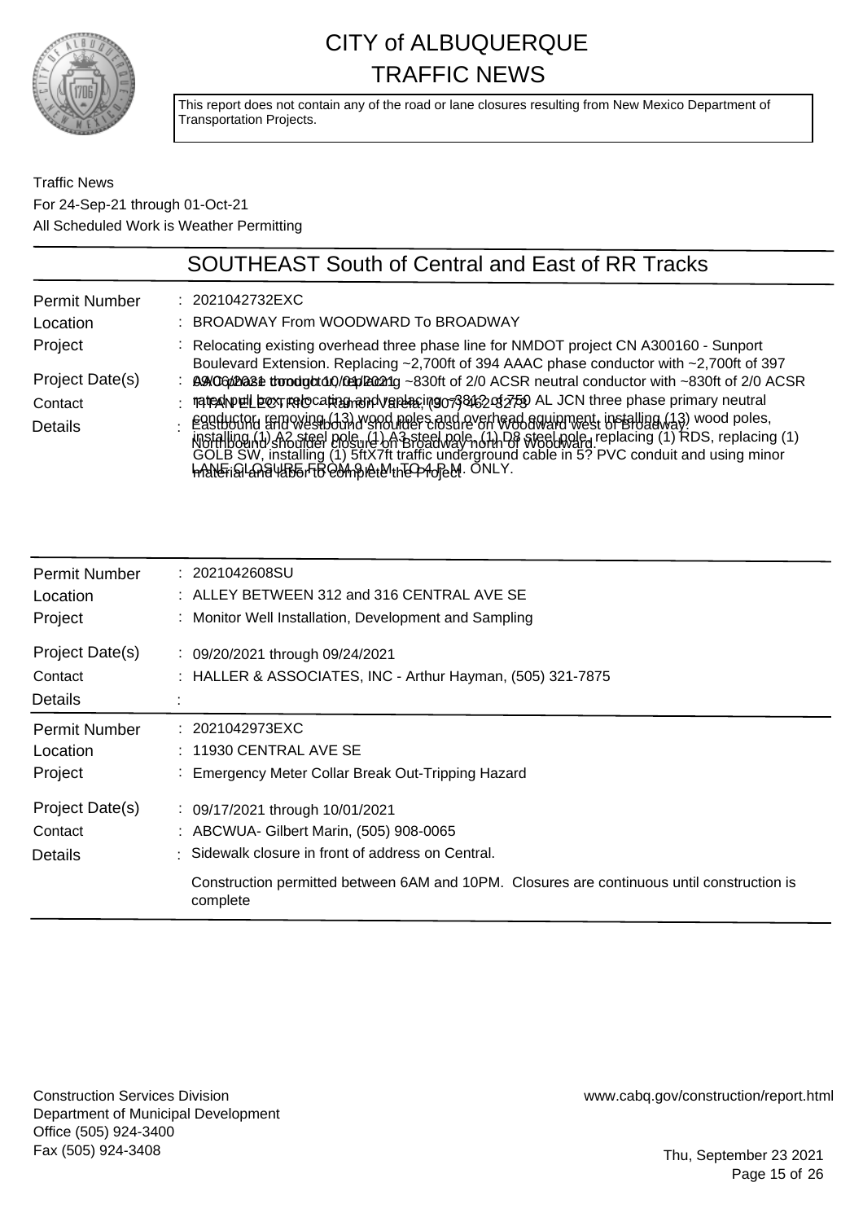# CITY of ALBUQUERQUE
# TRAFFIC NEWS

This report does not contain any of the road or lane closures resulting from New Mexico Department of Transportation Projects.

Traffic News
For 24-Sep-21 through 01-Oct-21
All Scheduled Work is Weather Permitting

## SOUTHEAST South of Central and East of RR Tracks

| | |
|---|---|
| Permit Number | : 2021042732EXC |
| Location | : BROADWAY From WOODWARD To BROADWAY |
| Project | : Relocating existing overhead three phase line for NMDOT project CN A300160 - Sunport Boulevard Extension. Replacing ~2,700ft of 394 AAAC phase conductor with ~2,700ft of 397 AAC phase conductor, replacing ~830ft of 2/0 ACSR neutral conductor with ~830ft of 2/0 ACSR neutral conductor, removing (13) wood poles and overhead equipment, installing (13) wood poles, installing (1) A2 steel pole, (1) A3 steel pole, (1) D8 steel pole, replacing (1) RDS, replacing (1) rated pull box, relocating and replacing ~381? of 750 AL JCN three phase primary neutral GOLB SW, installing (1) 5ftX7ft traffic underground cable in 5? PVC conduit and using minor material and labor to complete the Project. |
| Project Date(s) | : 09/06/2021 through 10/01/2021 |
| Contact | : TITAN ELECTRIC - Ramon Varela, (907) 462-3275 |
| Details | : Eastbound and westbound shoulder closure on Woodward west of Broadway. Northbound shoulder closure on Broadway north of Woodward. LANE CLOSURE FROM 9 A.M. TO 4 P.M. ONLY. |

| | |
|---|---|
| Permit Number | : 2021042608SU |
| Location | : ALLEY BETWEEN 312 and 316 CENTRAL AVE SE |
| Project | : Monitor Well Installation, Development and Sampling |
| Project Date(s) | : 09/20/2021 through 09/24/2021 |
| Contact | : HALLER & ASSOCIATES, INC - Arthur Hayman, (505) 321-7875 |
| Details | : |

| | |
|---|---|
| Permit Number | : 2021042973EXC |
| Location | : 11930 CENTRAL AVE SE |
| Project | : Emergency Meter Collar Break Out-Tripping Hazard |
| Project Date(s) | : 09/17/2021 through 10/01/2021 |
| Contact | : ABCWUA- Gilbert Marin, (505) 908-0065 |
| Details | : Sidewalk closure in front of address on Central. Construction permitted between 6AM and 10PM. Closures are continuous until construction is complete |

Construction Services Division
Department of Municipal Development
Office (505) 924-3400
Fax (505) 924-3408

www.cabq.gov/construction/report.html

Thu, September 23 2021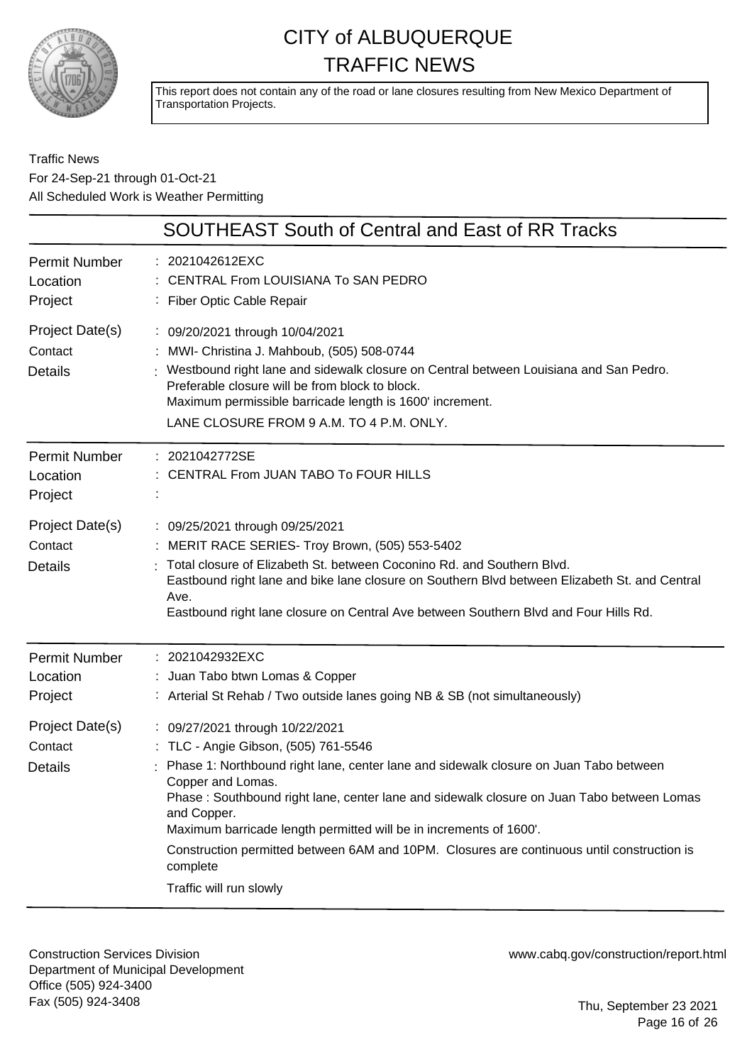# CITY of ALBUQUERQUE TRAFFIC NEWS

This report does not contain any of the road or lane closures resulting from New Mexico Department of Transportation Projects.

Traffic News
For 24-Sep-21 through 01-Oct-21
All Scheduled Work is Weather Permitting

## SOUTHEAST South of Central and East of RR Tracks

| | |
|---|---|
| Permit Number | : 2021042612EXC |
| Location | : CENTRAL From LOUISIANA To SAN PEDRO |
| Project | : Fiber Optic Cable Repair |
| Project Date(s) | : 09/20/2021 through 10/04/2021 |
| Contact | : MWI- Christina J. Mahboub, (505) 508-0744 |
| Details | : Westbound right lane and sidewalk closure on Central between Louisiana and San Pedro. Preferable closure will be from block to block. Maximum permissible barricade length is 1600' increment. LANE CLOSURE FROM 9 A.M. TO 4 P.M. ONLY. |

| | |
|---|---|
| Permit Number | : 2021042772SE |
| Location | : CENTRAL From JUAN TABO To FOUR HILLS |
| Project | : |
| Project Date(s) | : 09/25/2021 through 09/25/2021 |
| Contact | : MERIT RACE SERIES- Troy Brown, (505) 553-5402 |
| Details | : Total closure of Elizabeth St. between Coconino Rd. and Southern Blvd. Eastbound right lane and bike lane closure on Southern Blvd between Elizabeth St. and Central Ave. Eastbound right lane closure on Central Ave between Southern Blvd and Four Hills Rd. |

| | |
|---|---|
| Permit Number | : 2021042932EXC |
| Location | : Juan Tabo btwn Lomas & Copper |
| Project | : Arterial St Rehab / Two outside lanes going NB & SB (not simultaneously) |
| Project Date(s) | : 09/27/2021 through 10/22/2021 |
| Contact | : TLC - Angie Gibson, (505) 761-5546 |
| Details | : Phase 1: Northbound right lane, center lane and sidewalk closure on Juan Tabo between Copper and Lomas. Phase : Southbound right lane, center lane and sidewalk closure on Juan Tabo between Lomas and Copper. Maximum barricade length permitted will be in increments of 1600'. Construction permitted between 6AM and 10PM. Closures are continuous until construction is complete Traffic will run slowly |

Construction Services Division
Department of Municipal Development
Office (505) 924-3400
Fax (505) 924-3408

www.cabq.gov/construction/report.html

Thu, September 23 2021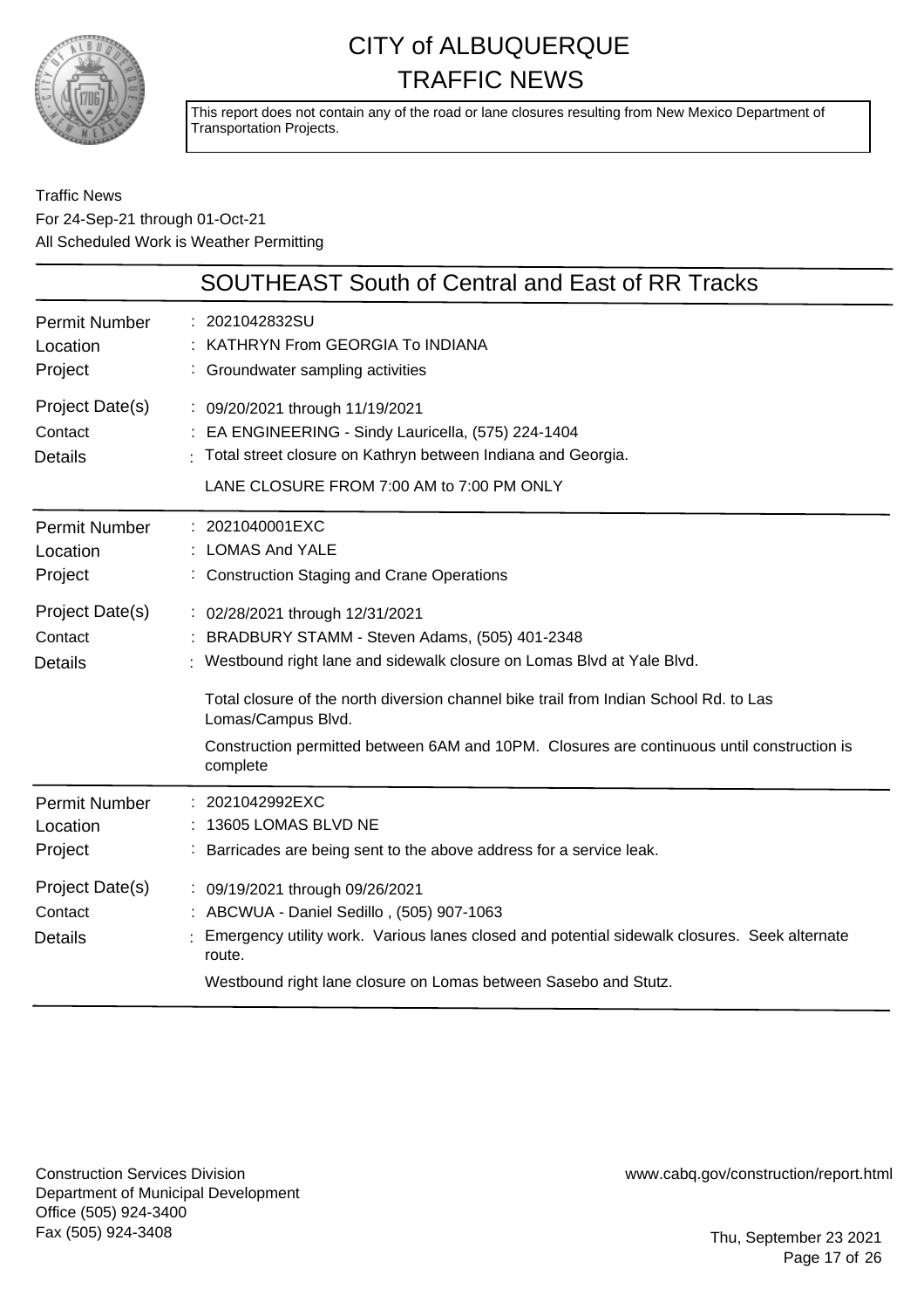# CITY of ALBUQUERQUE TRAFFIC NEWS

This report does not contain any of the road or lane closures resulting from New Mexico Department of Transportation Projects.

Traffic News
For 24-Sep-21 through 01-Oct-21
All Scheduled Work is Weather Permitting

## SOUTHEAST South of Central and East of RR Tracks

| | |
|---|---|
| Permit Number | 2021042832SU |
| Location | KATHRYN From GEORGIA To INDIANA |
| Project | Groundwater sampling activities |
| Project Date(s) | 09/20/2021 through 11/19/2021 |
| Contact | EA ENGINEERING - Sindy Lauricella, (575) 224-1404 |
| Details | Total street closure on Kathryn between Indiana and Georgia.<br><br>LANE CLOSURE FROM 7:00 AM to 7:00 PM ONLY |

| | |
|---|---|
| Permit Number | 2021040001EXC |
| Location | LOMAS And YALE |
| Project | Construction Staging and Crane Operations |
| Project Date(s) | 02/28/2021 through 12/31/2021 |
| Contact | BRADBURY STAMM - Steven Adams, (505) 401-2348 |
| Details | Westbound right lane and sidewalk closure on Lomas Blvd at Yale Blvd.<br><br>Total closure of the north diversion channel bike trail from Indian School Rd. to Las Lomas/Campus Blvd.<br><br>Construction permitted between 6AM and 10PM. Closures are continuous until construction is complete |

| | |
|---|---|
| Permit Number | 2021042992EXC |
| Location | 13605 LOMAS BLVD NE |
| Project | Barricades are being sent to the above address for a service leak. |
| Project Date(s) | 09/19/2021 through 09/26/2021 |
| Contact | ABCWUA - Daniel Sedillo , (505) 907-1063 |
| Details | Emergency utility work. Various lanes closed and potential sidewalk closures. Seek alternate route.<br><br>Westbound right lane closure on Lomas between Sasebo and Stutz. |

Construction Services Division
Department of Municipal Development
Office (505) 924-3400
Fax (505) 924-3408

www.cabq.gov/construction/report.html

Thu, September 23 2021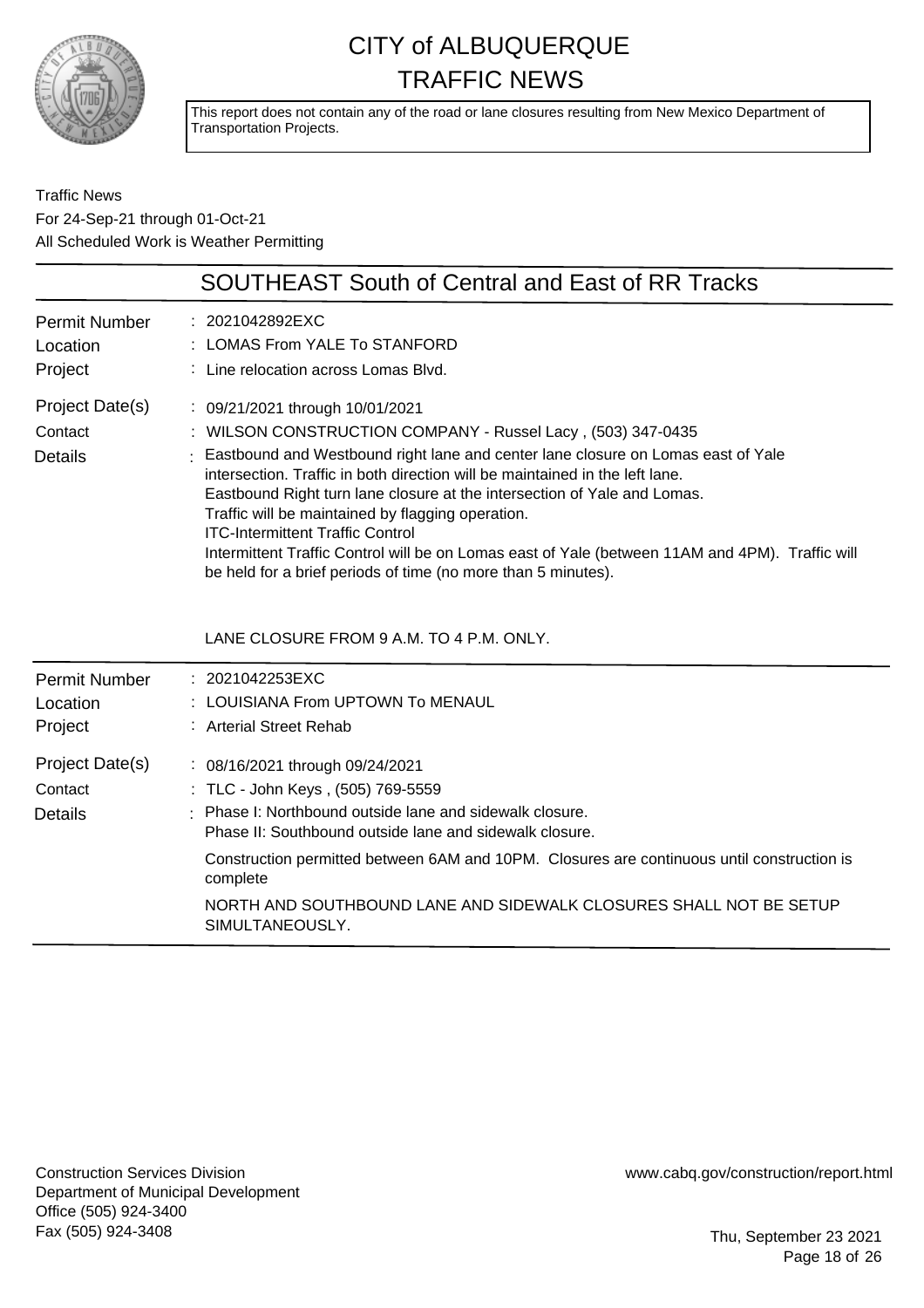# CITY of ALBUQUERQUE TRAFFIC NEWS

This report does not contain any of the road or lane closures resulting from New Mexico Department of Transportation Projects.

Traffic News
For 24-Sep-21 through 01-Oct-21
All Scheduled Work is Weather Permitting

## SOUTHEAST South of Central and East of RR Tracks

| | |
|---|---|
| Permit Number | 2021042892EXC |
| Location | LOMAS From YALE To STANFORD |
| Project | Line relocation across Lomas Blvd. |
| Project Date(s) | 09/21/2021 through 10/01/2021 |
| Contact | WILSON CONSTRUCTION COMPANY - Russel Lacy , (503) 347-0435 |
| Details | Eastbound and Westbound right lane and center lane closure on Lomas east of Yale intersection. Traffic in both direction will be maintained in the left lane. Eastbound Right turn lane closure at the intersection of Yale and Lomas. Traffic will be maintained by flagging operation. ITC-Intermittent Traffic Control Intermittent Traffic Control will be on Lomas east of Yale (between 11AM and 4PM). Traffic will be held for a brief periods of time (no more than 5 minutes). LANE CLOSURE FROM 9 A.M. TO 4 P.M. ONLY. |

| | |
|---|---|
| Permit Number | 2021042253EXC |
| Location | LOUISIANA From UPTOWN To MENAUL |
| Project | Arterial Street Rehab |
| Project Date(s) | 08/16/2021 through 09/24/2021 |
| Contact | TLC - John Keys , (505) 769-5559 |
| Details | Phase I: Northbound outside lane and sidewalk closure. Phase II: Southbound outside lane and sidewalk closure. Construction permitted between 6AM and 10PM. Closures are continuous until construction is complete NORTH AND SOUTHBOUND LANE AND SIDEWALK CLOSURES SHALL NOT BE SETUP SIMULTANEOUSLY. |

Construction Services Division
Department of Municipal Development
Office (505) 924-3400
Fax (505) 924-3408

www.cabq.gov/construction/report.html

Thu, September 23 2021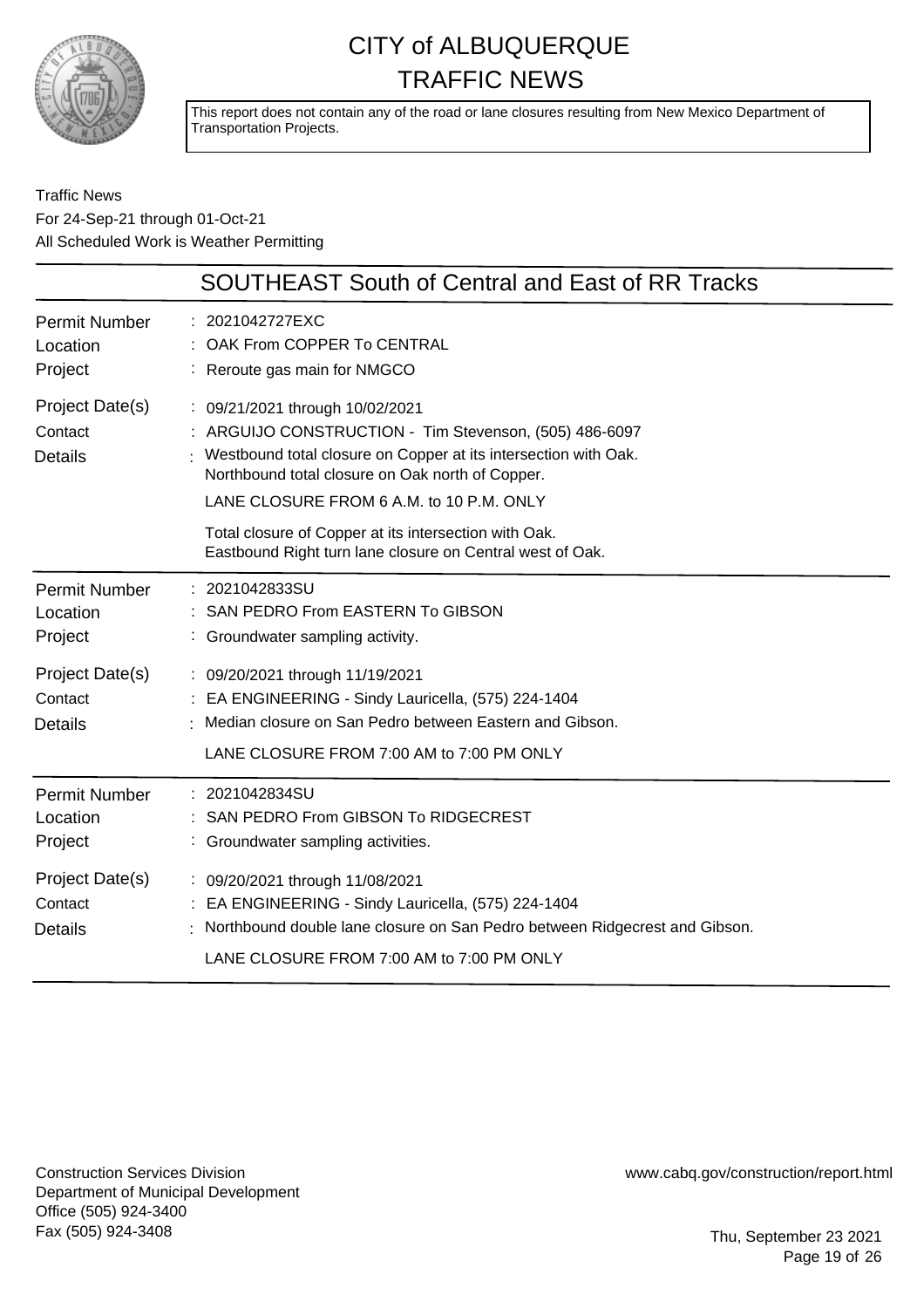# CITY of ALBUQUERQUE TRAFFIC NEWS

This report does not contain any of the road or lane closures resulting from New Mexico Department of Transportation Projects.

Traffic News
For 24-Sep-21 through 01-Oct-21
All Scheduled Work is Weather Permitting

## SOUTHEAST South of Central and East of RR Tracks

| | |
|---|---|
| Permit Number | 2021042727EXC |
| Location | OAK From COPPER To CENTRAL |
| Project | Reroute gas main for NMGCO |
| Project Date(s) | 09/21/2021 through 10/02/2021 |
| Contact | ARGUIJO CONSTRUCTION - Tim Stevenson, (505) 486-6097 |
| Details | Westbound total closure on Copper at its intersection with Oak.<br>Northbound total closure on Oak north of Copper.<br>LANE CLOSURE FROM 6 A.M. to 10 P.M. ONLY<br>Total closure of Copper at its intersection with Oak.<br>Eastbound Right turn lane closure on Central west of Oak. |

| | |
|---|---|
| Permit Number | 2021042833SU |
| Location | SAN PEDRO From EASTERN To GIBSON |
| Project | Groundwater sampling activity. |
| Project Date(s) | 09/20/2021 through 11/19/2021 |
| Contact | EA ENGINEERING - Sindy Lauricella, (575) 224-1404 |
| Details | Median closure on San Pedro between Eastern and Gibson.<br>LANE CLOSURE FROM 7:00 AM to 7:00 PM ONLY |

| | |
|---|---|
| Permit Number | 2021042834SU |
| Location | SAN PEDRO From GIBSON To RIDGECREST |
| Project | Groundwater sampling activities. |
| Project Date(s) | 09/20/2021 through 11/08/2021 |
| Contact | EA ENGINEERING - Sindy Lauricella, (575) 224-1404 |
| Details | Northbound double lane closure on San Pedro between Ridgecrest and Gibson.<br>LANE CLOSURE FROM 7:00 AM to 7:00 PM ONLY |

Construction Services Division
Department of Municipal Development
Office (505) 924-3400
Fax (505) 924-3408

www.cabq.gov/construction/report.html

Thu, September 23 2021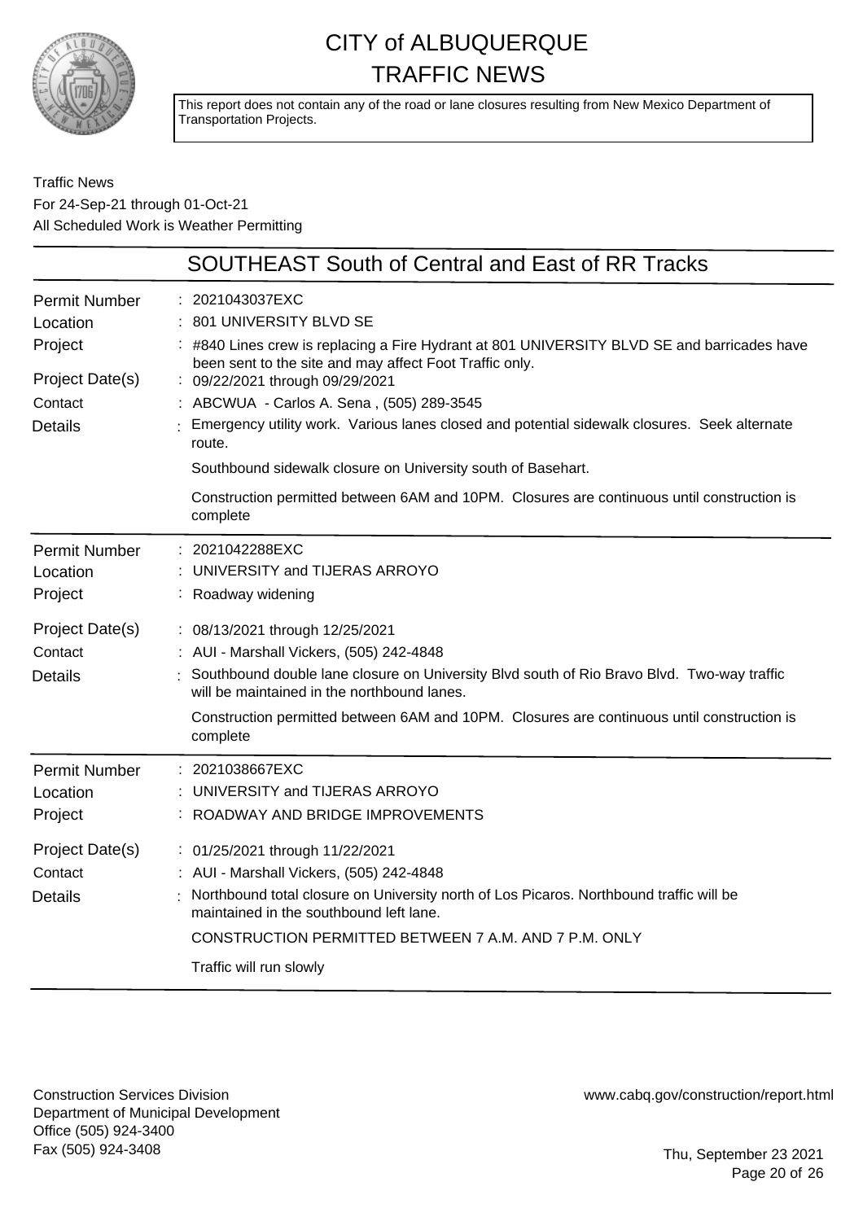# CITY of ALBUQUERQUE
# TRAFFIC NEWS

This report does not contain any of the road or lane closures resulting from New Mexico Department of Transportation Projects.

Traffic News
For 24-Sep-21 through 01-Oct-21
All Scheduled Work is Weather Permitting

## SOUTHEAST South of Central and East of RR Tracks

| | |
|---|---|
| Permit Number | : 2021043037EXC |
| Location | : 801 UNIVERSITY BLVD SE |
| Project | : #840 Lines crew is replacing a Fire Hydrant at 801 UNIVERSITY BLVD SE and barricades have been sent to the site and may affect Foot Traffic only. |
| Project Date(s) | : 09/22/2021 through 09/29/2021 |
| Contact | : ABCWUA - Carlos A. Sena , (505) 289-3545 |
| Details | : Emergency utility work. Various lanes closed and potential sidewalk closures. Seek alternate route.<br>Southbound sidewalk closure on University south of Basehart.<br>Construction permitted between 6AM and 10PM. Closures are continuous until construction is complete |

| | |
|---|---|
| Permit Number | : 2021042288EXC |
| Location | : UNIVERSITY and TIJERAS ARROYO |
| Project | : Roadway widening |
| Project Date(s) | : 08/13/2021 through 12/25/2021 |
| Contact | : AUI - Marshall Vickers, (505) 242-4848 |
| Details | : Southbound double lane closure on University Blvd south of Rio Bravo Blvd. Two-way traffic will be maintained in the northbound lanes.<br>Construction permitted between 6AM and 10PM. Closures are continuous until construction is complete |

| | |
|---|---|
| Permit Number | : 2021038667EXC |
| Location | : UNIVERSITY and TIJERAS ARROYO |
| Project | : ROADWAY AND BRIDGE IMPROVEMENTS |
| Project Date(s) | : 01/25/2021 through 11/22/2021 |
| Contact | : AUI - Marshall Vickers, (505) 242-4848 |
| Details | : Northbound total closure on University north of Los Picaros. Northbound traffic will be maintained in the southbound left lane.<br>CONSTRUCTION PERMITTED BETWEEN 7 A.M. AND 7 P.M. ONLY<br>Traffic will run slowly |

Construction Services Division
Department of Municipal Development
Office (505) 924-3400
Fax (505) 924-3408

www.cabq.gov/construction/report.html

Thu, September 23 2021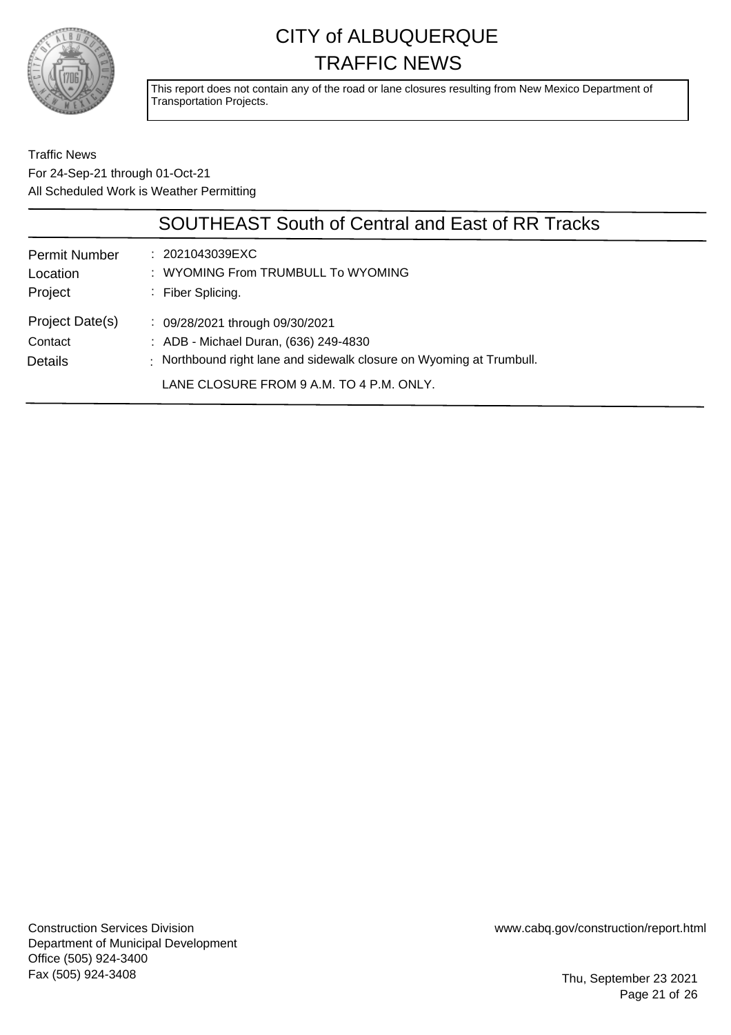# CITY of ALBUQUERQUE TRAFFIC NEWS

This report does not contain any of the road or lane closures resulting from New Mexico Department of Transportation Projects.

Traffic News
For 24-Sep-21 through 01-Oct-21
All Scheduled Work is Weather Permitting

## SOUTHEAST South of Central and East of RR Tracks

| | |
|---|---|
| Permit Number | : 2021043039EXC |
| Location | : WYOMING From TRUMBULL To WYOMING |
| Project | : Fiber Splicing. |
| Project Date(s) | : 09/28/2021 through 09/30/2021 |
| Contact | : ADB - Michael Duran, (636) 249-4830 |
| Details | : Northbound right lane and sidewalk closure on Wyoming at Trumbull. LANE CLOSURE FROM 9 A.M. TO 4 P.M. ONLY. |

Construction Services Division
Department of Municipal Development
Office (505) 924-3400
Fax (505) 924-3408

www.cabq.gov/construction/report.html

Thu, September 23 2021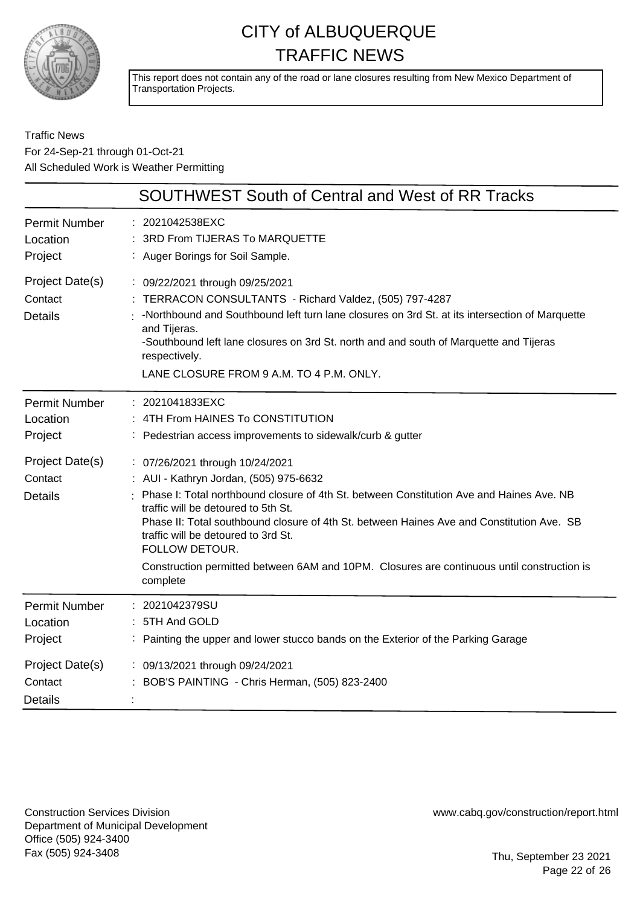# CITY of ALBUQUERQUE
# TRAFFIC NEWS

This report does not contain any of the road or lane closures resulting from New Mexico Department of Transportation Projects.

Traffic News
For 24-Sep-21 through 01-Oct-21
All Scheduled Work is Weather Permitting

## SOUTHWEST South of Central and West of RR Tracks

**Permit Number** : 2021042538EXC
**Location** : 3RD From TIJERAS To MARQUETTE
**Project** : Auger Borings for Soil Sample.
**Project Date(s)** : 09/22/2021 through 09/25/2021
**Contact** : TERRACON CONSULTANTS - Richard Valdez, (505) 797-4287
**Details** : -Northbound and Southbound left turn lane closures on 3rd St. at its intersection of Marquette and Tijeras.
-Southbound left lane closures on 3rd St. north and and south of Marquette and Tijeras respectively.
LANE CLOSURE FROM 9 A.M. TO 4 P.M. ONLY.

---

**Permit Number** : 2021041833EXC
**Location** : 4TH From HAINES To CONSTITUTION
**Project** : Pedestrian access improvements to sidewalk/curb & gutter
**Project Date(s)** : 07/26/2021 through 10/24/2021
**Contact** : AUI - Kathryn Jordan, (505) 975-6632
**Details** : Phase I: Total northbound closure of 4th St. between Constitution Ave and Haines Ave. NB traffic will be detoured to 5th St.
Phase II: Total southbound closure of 4th St. between Haines Ave and Constitution Ave. SB traffic will be detoured to 3rd St.
FOLLOW DETOUR.
Construction permitted between 6AM and 10PM. Closures are continuous until construction is complete

---

**Permit Number** : 2021042379SU
**Location** : 5TH And GOLD
**Project** : Painting the upper and lower stucco bands on the Exterior of the Parking Garage
**Project Date(s)** : 09/13/2021 through 09/24/2021
**Contact** : BOB'S PAINTING - Chris Herman, (505) 823-2400
**Details** :

---

Construction Services Division
Department of Municipal Development
Office (505) 924-3400
Fax (505) 924-3408

www.cabq.gov/construction/report.html

Thu, September 23 2021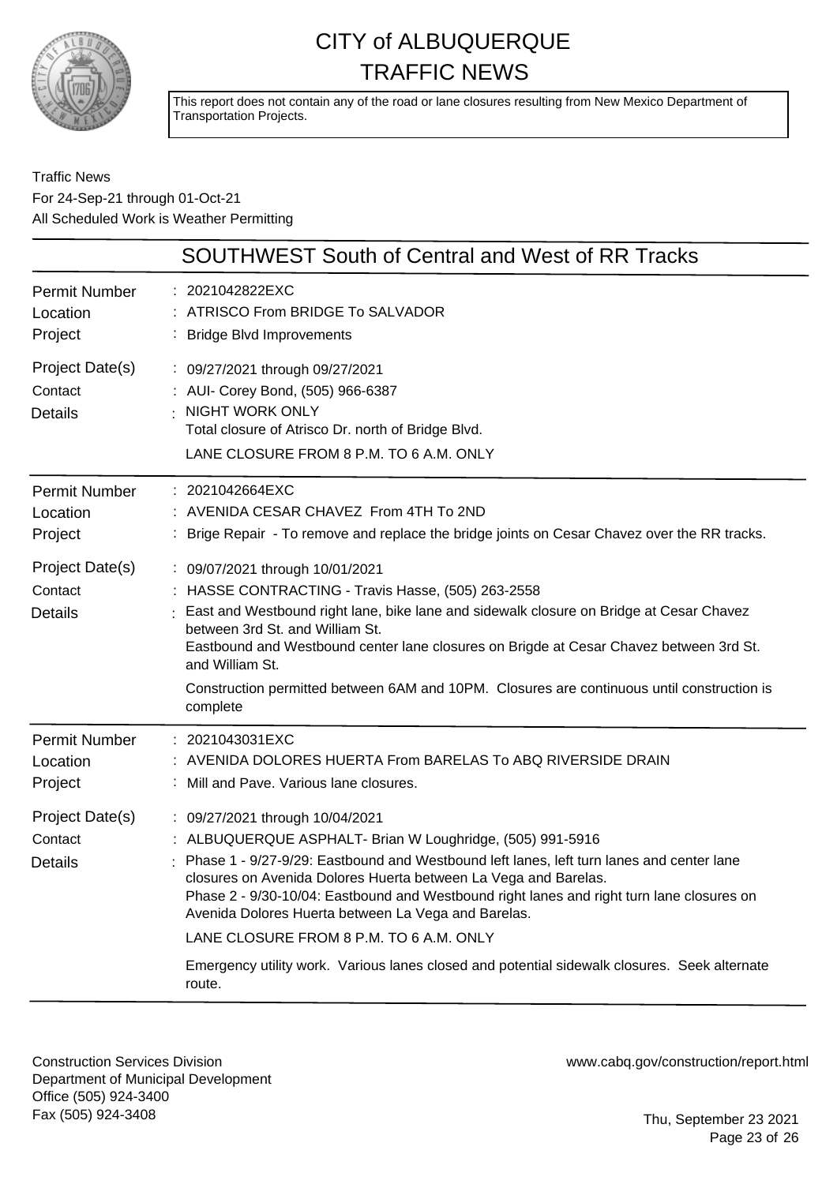# CITY of ALBUQUERQUE TRAFFIC NEWS

This report does not contain any of the road or lane closures resulting from New Mexico Department of Transportation Projects.

Traffic News
For 24-Sep-21 through 01-Oct-21
All Scheduled Work is Weather Permitting

## SOUTHWEST South of Central and West of RR Tracks

**Permit Number:** 2021042822EXC
**Location:** ATRISCO From BRIDGE To SALVADOR
**Project:** Bridge Blvd Improvements
**Project Date(s):** 09/27/2021 through 09/27/2021
**Contact:** AUI- Corey Bond, (505) 966-6387
**Details:** NIGHT WORK ONLY
Total closure of Atrisco Dr. north of Bridge Blvd.
LANE CLOSURE FROM 8 P.M. TO 6 A.M. ONLY

---

**Permit Number:** 2021042664EXC
**Location:** AVENIDA CESAR CHAVEZ From 4TH To 2ND
**Project:** Brige Repair - To remove and replace the bridge joints on Cesar Chavez over the RR tracks.
**Project Date(s):** 09/07/2021 through 10/01/2021
**Contact:** HASSE CONTRACTING - Travis Hasse, (505) 263-2558
**Details:** East and Westbound right lane, bike lane and sidewalk closure on Bridge at Cesar Chavez between 3rd St. and William St.
Eastbound and Westbound center lane closures on Brigde at Cesar Chavez between 3rd St. and William St.
Construction permitted between 6AM and 10PM. Closures are continuous until construction is complete

---

**Permit Number:** 2021043031EXC
**Location:** AVENIDA DOLORES HUERTA From BARELAS To ABQ RIVERSIDE DRAIN
**Project:** Mill and Pave. Various lane closures.
**Project Date(s):** 09/27/2021 through 10/04/2021
**Contact:** ALBUQUERQUE ASPHALT- Brian W Loughridge, (505) 991-5916
**Details:** Phase 1 - 9/27-9/29: Eastbound and Westbound left lanes, left turn lanes and center lane closures on Avenida Dolores Huerta between La Vega and Barelas.
Phase 2 - 9/30-10/04: Eastbound and Westbound right lanes and right turn lane closures on Avenida Dolores Huerta between La Vega and Barelas.
LANE CLOSURE FROM 8 P.M. TO 6 A.M. ONLY
Emergency utility work. Various lanes closed and potential sidewalk closures. Seek alternate route.

---

Construction Services Division
Department of Municipal Development
Office (505) 924-3400
Fax (505) 924-3408

www.cabq.gov/construction/report.html

Thu, September 23 2021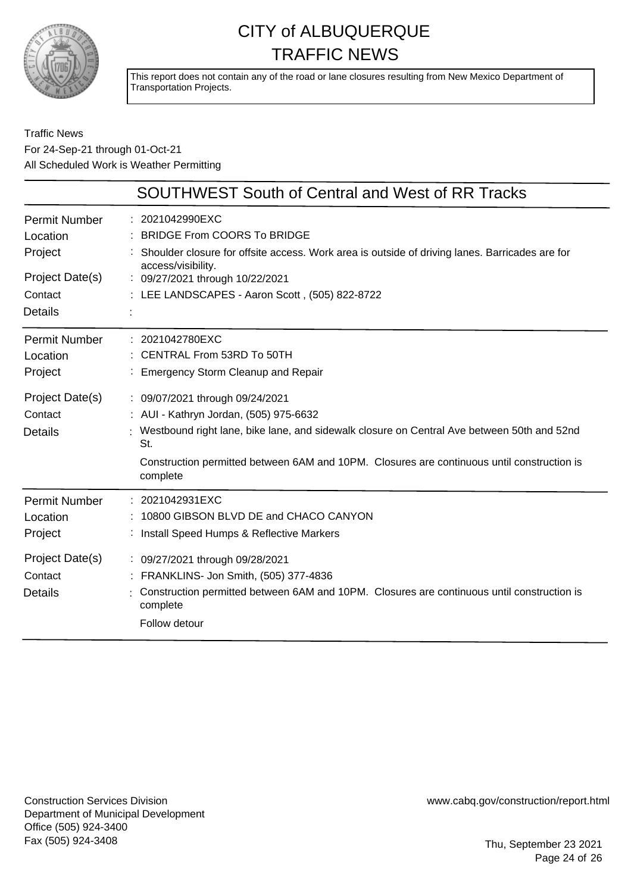# CITY of ALBUQUERQUE
# TRAFFIC NEWS

This report does not contain any of the road or lane closures resulting from New Mexico Department of Transportation Projects.

Traffic News
For 24-Sep-21 through 01-Oct-21
All Scheduled Work is Weather Permitting

## SOUTHWEST South of Central and West of RR Tracks

| | |
|---|---|
| Permit Number | : 2021042990EXC |
| Location | : BRIDGE From COORS To BRIDGE |
| Project | : Shoulder closure for offsite access. Work area is outside of driving lanes. Barricades are for access/visibility. |
| Project Date(s) | : 09/27/2021 through 10/22/2021 |
| Contact | : LEE LANDSCAPES - Aaron Scott , (505) 822-8722 |
| Details | : |

| | |
|---|---|
| Permit Number | : 2021042780EXC |
| Location | : CENTRAL From 53RD To 50TH |
| Project | : Emergency Storm Cleanup and Repair |
| Project Date(s) | : 09/07/2021 through 09/24/2021 |
| Contact | : AUI - Kathryn Jordan, (505) 975-6632 |
| Details | : Westbound right lane, bike lane, and sidewalk closure on Central Ave between 50th and 52nd St.<br>Construction permitted between 6AM and 10PM. Closures are continuous until construction is complete |

| | |
|---|---|
| Permit Number | : 2021042931EXC |
| Location | : 10800 GIBSON BLVD DE and CHACO CANYON |
| Project | : Install Speed Humps & Reflective Markers |
| Project Date(s) | : 09/27/2021 through 09/28/2021 |
| Contact | : FRANKLINS- Jon Smith, (505) 377-4836 |
| Details | : Construction permitted between 6AM and 10PM. Closures are continuous until construction is complete<br>Follow detour |

Construction Services Division
Department of Municipal Development
Office (505) 924-3400
Fax (505) 924-3408

www.cabq.gov/construction/report.html

Thu, September 23 2021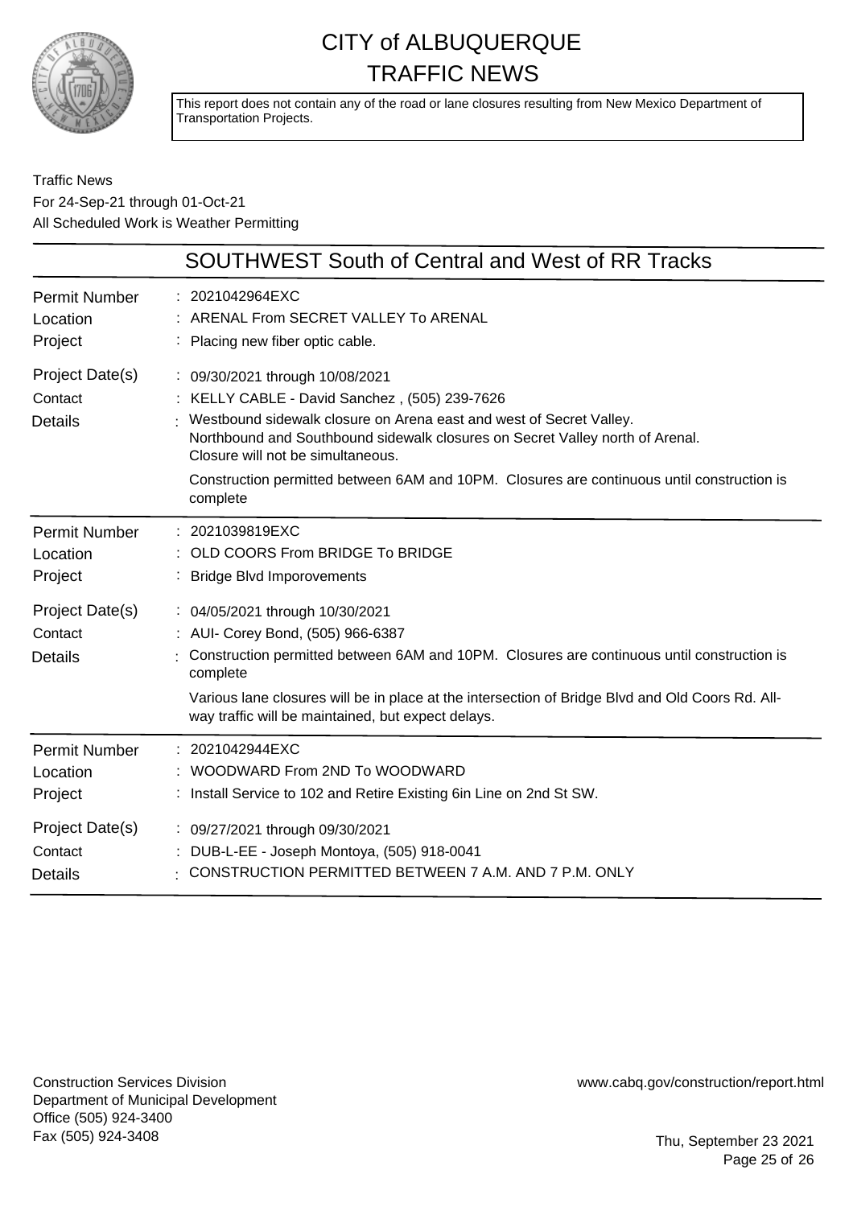# CITY of ALBUQUERQUE TRAFFIC NEWS

This report does not contain any of the road or lane closures resulting from New Mexico Department of Transportation Projects.

Traffic News
For 24-Sep-21 through 01-Oct-21
All Scheduled Work is Weather Permitting

## SOUTHWEST South of Central and West of RR Tracks

| | |
|---|---|
| Permit Number | 2021042964EXC |
| Location | ARENAL From SECRET VALLEY To ARENAL |
| Project | Placing new fiber optic cable. |
| Project Date(s) | 09/30/2021 through 10/08/2021 |
| Contact | KELLY CABLE - David Sanchez , (505) 239-7626 |
| Details | Westbound sidewalk closure on Arena east and west of Secret Valley. Northbound and Southbound sidewalk closures on Secret Valley north of Arenal. Closure will not be simultaneous. Construction permitted between 6AM and 10PM. Closures are continuous until construction is complete |

| | |
|---|---|
| Permit Number | 2021039819EXC |
| Location | OLD COORS From BRIDGE To BRIDGE |
| Project | Bridge Blvd Imporovements |
| Project Date(s) | 04/05/2021 through 10/30/2021 |
| Contact | AUI- Corey Bond, (505) 966-6387 |
| Details | Construction permitted between 6AM and 10PM. Closures are continuous until construction is complete. Various lane closures will be in place at the intersection of Bridge Blvd and Old Coors Rd. All-way traffic will be maintained, but expect delays. |

| | |
|---|---|
| Permit Number | 2021042944EXC |
| Location | WOODWARD From 2ND To WOODWARD |
| Project | Install Service to 102 and Retire Existing 6in Line on 2nd St SW. |
| Project Date(s) | 09/27/2021 through 09/30/2021 |
| Contact | DUB-L-EE - Joseph Montoya, (505) 918-0041 |
| Details | CONSTRUCTION PERMITTED BETWEEN 7 A.M. AND 7 P.M. ONLY |

Construction Services Division
Department of Municipal Development
Office (505) 924-3400
Fax (505) 924-3408

www.cabq.gov/construction/report.html

Thu, September 23 2021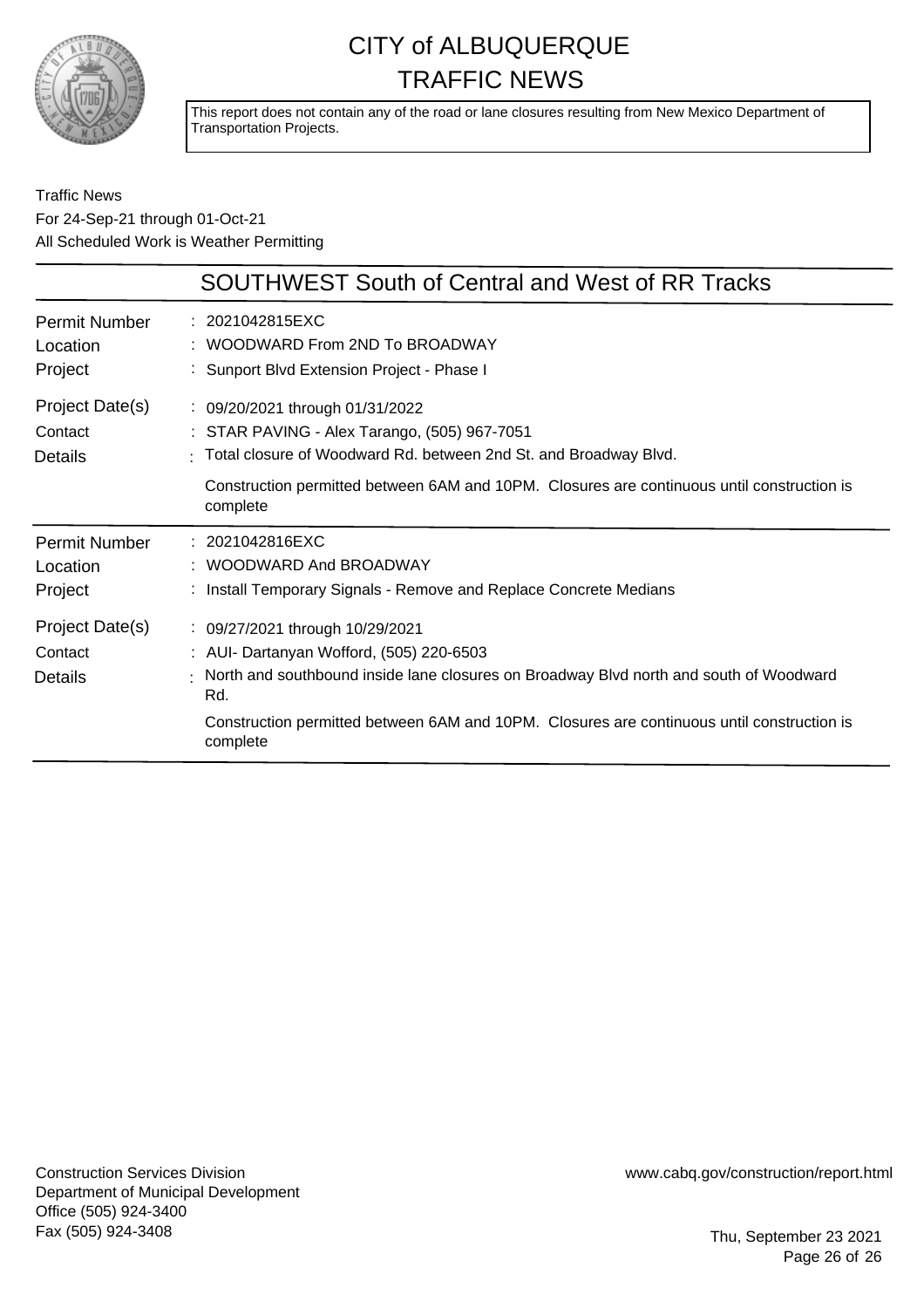# CITY of ALBUQUERQUE
# TRAFFIC NEWS

This report does not contain any of the road or lane closures resulting from New Mexico Department of Transportation Projects.

Traffic News
For 24-Sep-21 through 01-Oct-21
All Scheduled Work is Weather Permitting

## SOUTHWEST South of Central and West of RR Tracks

| | |
|---|---|
| Permit Number | 2021042815EXC |
| Location | WOODWARD From 2ND To BROADWAY |
| Project | Sunport Blvd Extension Project - Phase I |
| Project Date(s) | 09/20/2021 through 01/31/2022 |
| Contact | STAR PAVING - Alex Tarango, (505) 967-7051 |
| Details | Total closure of Woodward Rd. between 2nd St. and Broadway Blvd. Construction permitted between 6AM and 10PM. Closures are continuous until construction is complete |

| | |
|---|---|
| Permit Number | 2021042816EXC |
| Location | WOODWARD And BROADWAY |
| Project | Install Temporary Signals - Remove and Replace Concrete Medians |
| Project Date(s) | 09/27/2021 through 10/29/2021 |
| Contact | AUI- Dartanyan Wofford, (505) 220-6503 |
| Details | North and southbound inside lane closures on Broadway Blvd north and south of Woodward Rd. Construction permitted between 6AM and 10PM. Closures are continuous until construction is complete |

Construction Services Division
Department of Municipal Development
Office (505) 924-3400
Fax (505) 924-3408

www.cabq.gov/construction/report.html

Thu, September 23 2021